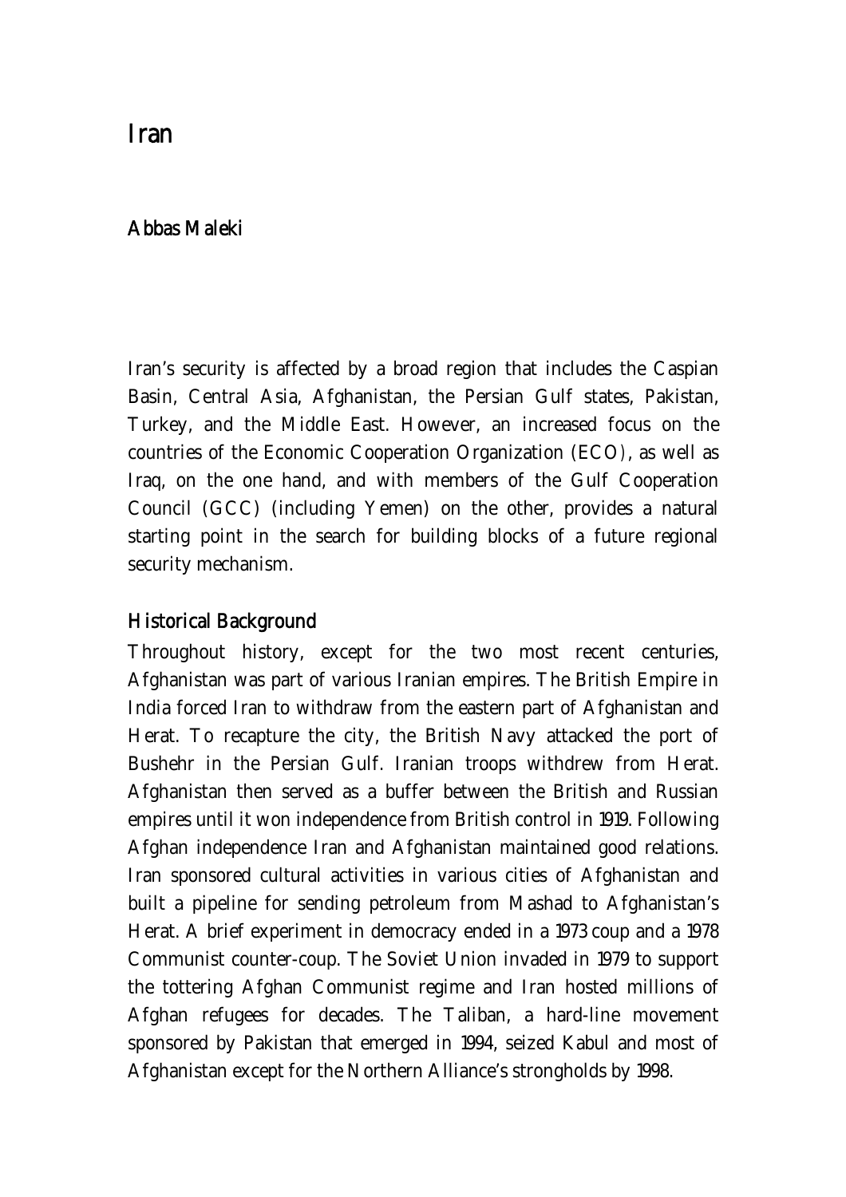# Iran

## Abbas Maleki

Iran's security is affected by a broad region that includes the Caspian Basin, Central Asia, Afghanistan, the Persian Gulf states, Pakistan, Turkey, and the Middle East. However, an increased focus on the countries of the Economic Cooperation Organization (ECO), as well as Iraq, on the one hand, and with members of the Gulf Cooperation Council (GCC) (including Yemen) on the other, provides a natural starting point in the search for building blocks of a future regional security mechanism.

## Historical Background

Throughout history, except for the two most recent centuries, Afghanistan was part of various Iranian empires. The British Empire in India forced Iran to withdraw from the eastern part of Afghanistan and Herat. To recapture the city, the British Navy attacked the port of Bushehr in the Persian Gulf. Iranian troops withdrew from Herat. Afghanistan then served as a buffer between the British and Russian empires until it won independence from British control in 1919. Following Afghan independence Iran and Afghanistan maintained good relations. Iran sponsored cultural activities in various cities of Afghanistan and built a pipeline for sending petroleum from Mashad to Afghanistan's Herat. A brief experiment in democracy ended in a 1973 coup and a 1978 Communist counter-coup. The Soviet Union invaded in 1979 to support the tottering Afghan Communist regime and Iran hosted millions of Afghan refugees for decades. The Taliban, a hard-line movement sponsored by Pakistan that emerged in 1994, seized Kabul and most of Afghanistan except for the Northern Alliance's strongholds by 1998.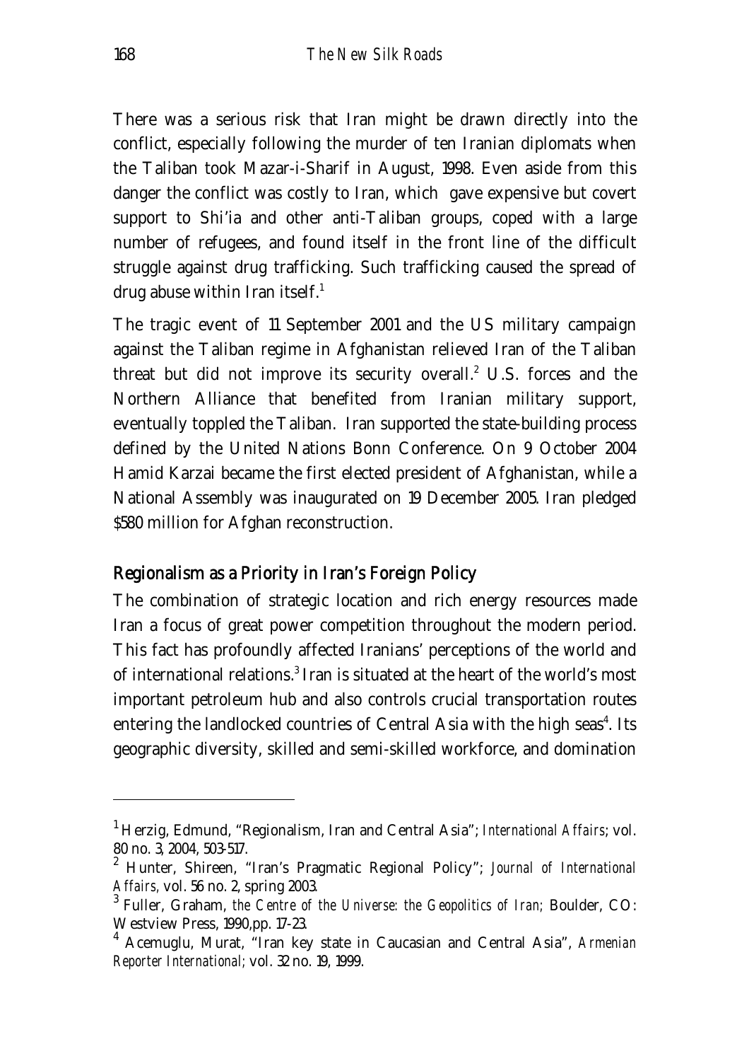There was a serious risk that Iran might be drawn directly into the conflict, especially following the murder of ten Iranian diplomats when the Taliban took Mazar-i-Sharif in August, 1998. Even aside from this danger the conflict was costly to Iran, which gave expensive but covert support to Shi'ia and other anti-Taliban groups, coped with a large number of refugees, and found itself in the front line of the difficult struggle against drug trafficking. Such trafficking caused the spread of drug abuse within Iran itself.[1]

The tragic event of 11 September 2001 and the US military campaign against the Taliban regime in Afghanistan relieved Iran of the Taliban threat but did not improve its security overall.[2] U.S. forces and the Northern Alliance that benefited from Iranian military support, eventually toppled the Taliban. Iran supported the state-building process defined by the United Nations Bonn Conference. On 9 October 2004 Hamid Karzai became the first elected president of Afghanistan, while a National Assembly was inaugurated on 19 December 2005. Iran pledged $580 million for Afghan reconstruction.

## Regionalism as a Priority in Iran's Foreign Policy

The combination of strategic location and rich energy resources made Iran a focus of great power competition throughout the modern period. This fact has profoundly affected Iranians' perceptions of the world and of international relations.[3] Iran is situated at the heart of the world's most important petroleum hub and also controls crucial transportation routes entering the landlocked countries of Central Asia with the high seas[4]. Its geographic diversity, skilled and semi-skilled workforce, and domination

---

[1] Herzig, Edmund, "Regionalism, Iran and Central Asia"; *International Affairs*; vol. 80 no. 3, 2004, 503-517.

[2] Hunter, Shireen, "Iran's Pragmatic Regional Policy"; *Journal of International Affairs,* vol. 56 no. 2, spring 2003.

[3] Fuller, Graham, *the Centre of the Universe: the Geopolitics of Iran;* Boulder, CO: Westview Press, 1990,pp. 17-23.

[4] Acemuglu, Murat, "Iran key state in Caucasian and Central Asia", *Armenian Reporter International;* vol. 32 no. 19, 1999.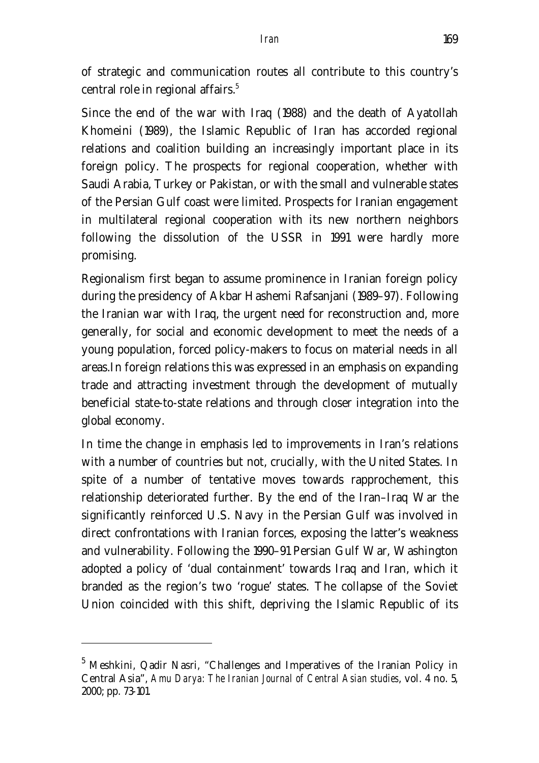of strategic and communication routes all contribute to this country's central role in regional affairs.[5]

Since the end of the war with Iraq (1988) and the death of Ayatollah Khomeini (1989), the Islamic Republic of Iran has accorded regional relations and coalition building an increasingly important place in its foreign policy. The prospects for regional cooperation, whether with Saudi Arabia, Turkey or Pakistan, or with the small and vulnerable states of the Persian Gulf coast were limited. Prospects for Iranian engagement in multilateral regional cooperation with its new northern neighbors following the dissolution of the USSR in 1991 were hardly more promising.

Regionalism first began to assume prominence in Iranian foreign policy during the presidency of Akbar Hashemi Rafsanjani (1989–97). Following the Iranian war with Iraq, the urgent need for reconstruction and, more generally, for social and economic development to meet the needs of a young population, forced policy-makers to focus on material needs in all areas.In foreign relations this was expressed in an emphasis on expanding trade and attracting investment through the development of mutually beneficial state-to-state relations and through closer integration into the global economy.

In time the change in emphasis led to improvements in Iran's relations with a number of countries but not, crucially, with the United States. In spite of a number of tentative moves towards rapprochement, this relationship deteriorated further. By the end of the Iran–Iraq War the significantly reinforced U.S. Navy in the Persian Gulf was involved in direct confrontations with Iranian forces, exposing the latter's weakness and vulnerability. Following the 1990–91 Persian Gulf War, Washington adopted a policy of 'dual containment' towards Iraq and Iran, which it branded as the region's two 'rogue' states. The collapse of the Soviet Union coincided with this shift, depriving the Islamic Republic of its

---

[5] Meshkini, Qadir Nasri, "Challenges and Imperatives of the Iranian Policy in Central Asia", *Amu Darya: The Iranian Journal of Central Asian studies*, vol. 4 no. 5, 2000; pp. 73-101.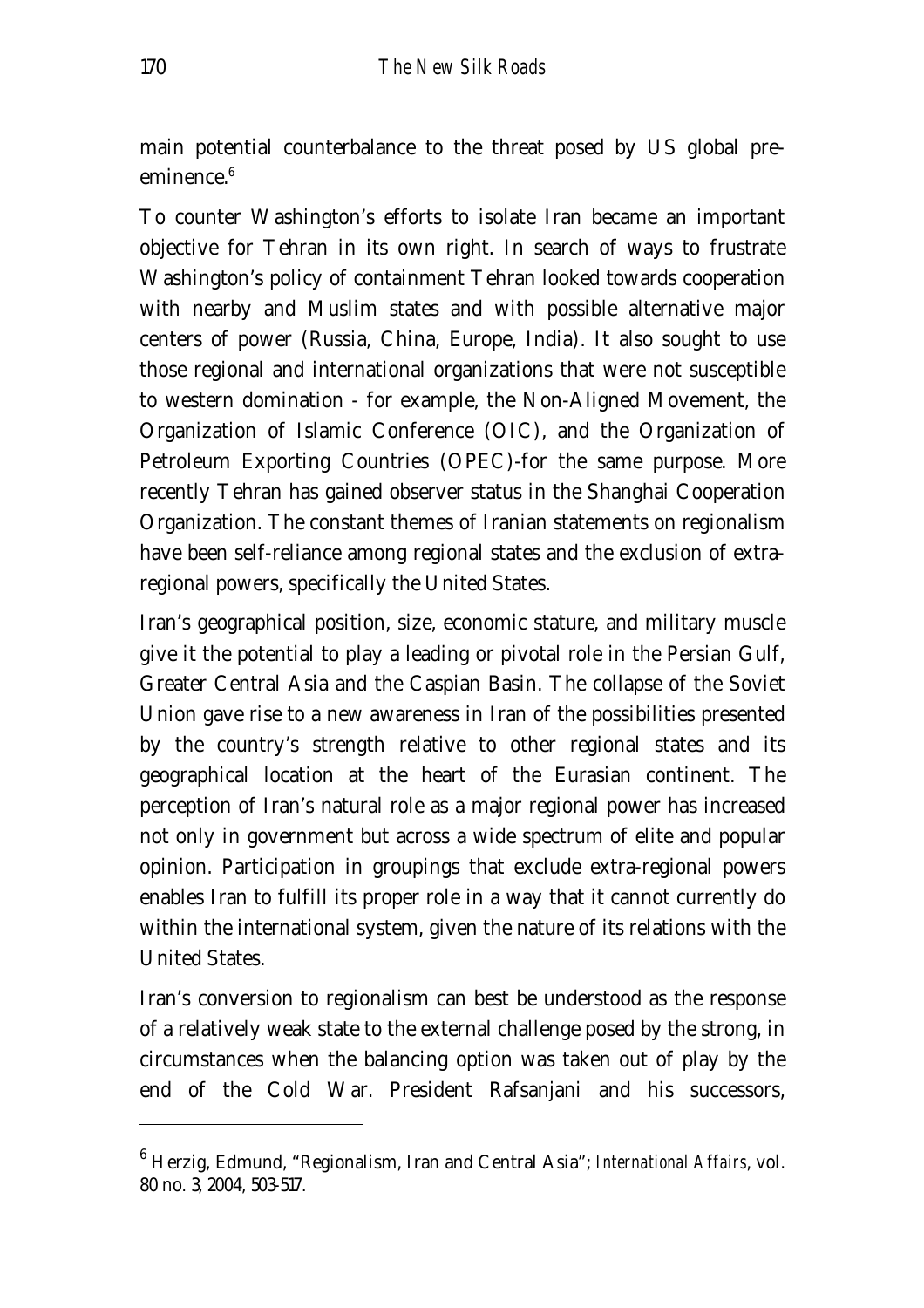main potential counterbalance to the threat posed by US global pre-eminence.[6]

To counter Washington's efforts to isolate Iran became an important objective for Tehran in its own right. In search of ways to frustrate Washington's policy of containment Tehran looked towards cooperation with nearby and Muslim states and with possible alternative major centers of power (Russia, China, Europe, India). It also sought to use those regional and international organizations that were not susceptible to western domination - for example, the Non-Aligned Movement, the Organization of Islamic Conference (OIC), and the Organization of Petroleum Exporting Countries (OPEC)-for the same purpose. More recently Tehran has gained observer status in the Shanghai Cooperation Organization. The constant themes of Iranian statements on regionalism have been self-reliance among regional states and the exclusion of extra-regional powers, specifically the United States.

Iran's geographical position, size, economic stature, and military muscle give it the potential to play a leading or pivotal role in the Persian Gulf, Greater Central Asia and the Caspian Basin. The collapse of the Soviet Union gave rise to a new awareness in Iran of the possibilities presented by the country's strength relative to other regional states and its geographical location at the heart of the Eurasian continent. The perception of Iran's natural role as a major regional power has increased not only in government but across a wide spectrum of elite and popular opinion. Participation in groupings that exclude extra-regional powers enables Iran to fulfill its proper role in a way that it cannot currently do within the international system, given the nature of its relations with the United States.

Iran's conversion to regionalism can best be understood as the response of a relatively weak state to the external challenge posed by the strong, in circumstances when the balancing option was taken out of play by the end of the Cold War. President Rafsanjani and his successors,

---

[6] Herzig, Edmund, "Regionalism, Iran and Central Asia"; *International Affairs*, vol. 80 no. 3, 2004, 503-517.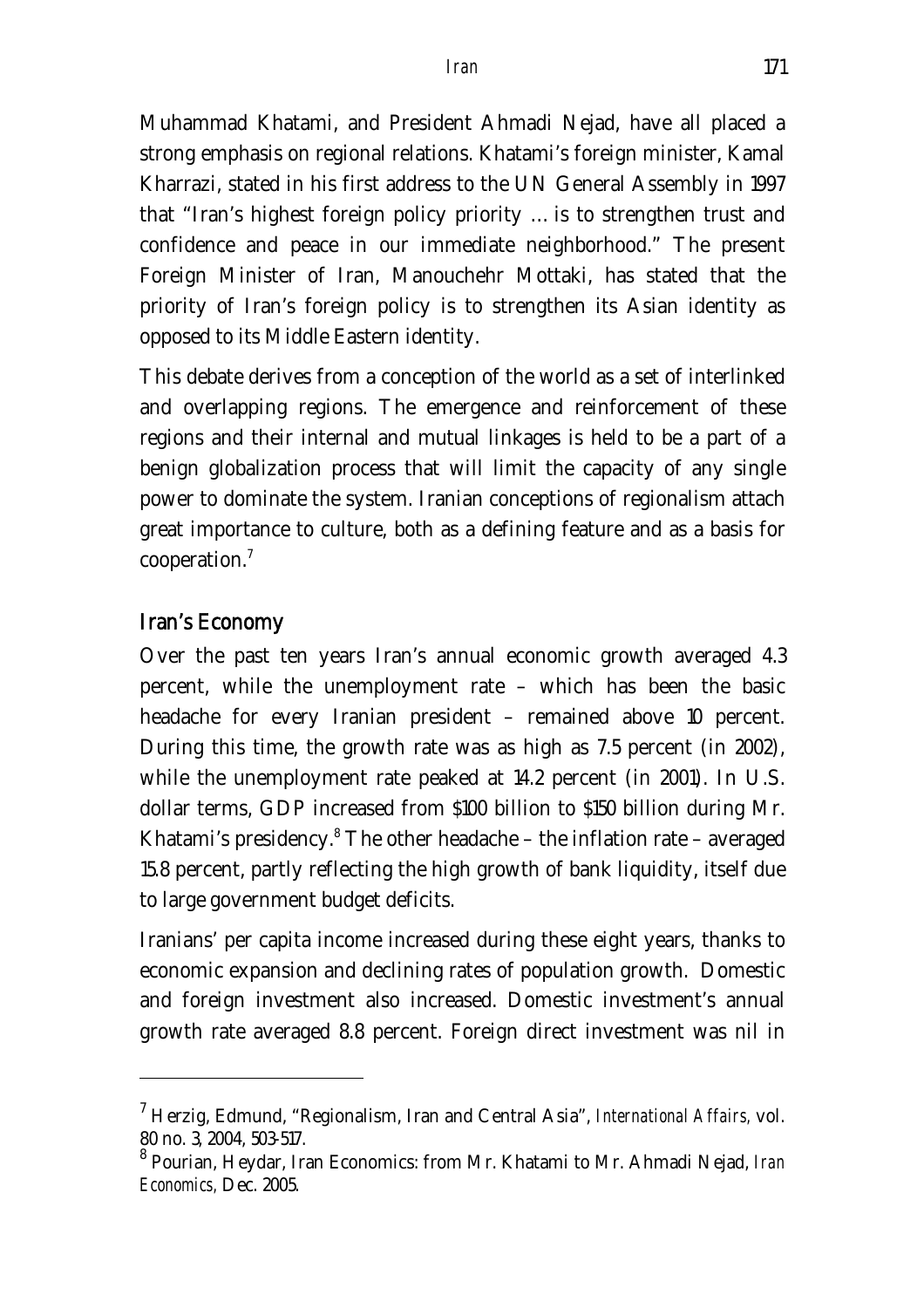Muhammad Khatami, and President Ahmadi Nejad, have all placed a strong emphasis on regional relations. Khatami's foreign minister, Kamal Kharrazi, stated in his first address to the UN General Assembly in 1997 that "Iran's highest foreign policy priority … is to strengthen trust and confidence and peace in our immediate neighborhood." The present Foreign Minister of Iran, Manouchehr Mottaki, has stated that the priority of Iran's foreign policy is to strengthen its Asian identity as opposed to its Middle Eastern identity.

This debate derives from a conception of the world as a set of interlinked and overlapping regions. The emergence and reinforcement of these regions and their internal and mutual linkages is held to be a part of a benign globalization process that will limit the capacity of any single power to dominate the system. Iranian conceptions of regionalism attach great importance to culture, both as a defining feature and as a basis for cooperation.[7]

## Iran's Economy

Over the past ten years Iran's annual economic growth averaged 4.3 percent, while the unemployment rate – which has been the basic headache for every Iranian president – remained above 10 percent. During this time, the growth rate was as high as 7.5 percent (in 2002), while the unemployment rate peaked at 14.2 percent (in 2001). In U.S. dollar terms, GDP increased from $100 billion to $150 billion during Mr. Khatami's presidency.[8] The other headache – the inflation rate – averaged 15.8 percent, partly reflecting the high growth of bank liquidity, itself due to large government budget deficits.

Iranians' per capita income increased during these eight years, thanks to economic expansion and declining rates of population growth. Domestic and foreign investment also increased. Domestic investment's annual growth rate averaged 8.8 percent. Foreign direct investment was nil in

---

[7] Herzig, Edmund, "Regionalism, Iran and Central Asia", *International Affairs*, vol. 80 no. 3, 2004, 503-517.

[8] Pourian, Heydar, Iran Economics: from Mr. Khatami to Mr. Ahmadi Nejad, *Iran Economics*, Dec. 2005.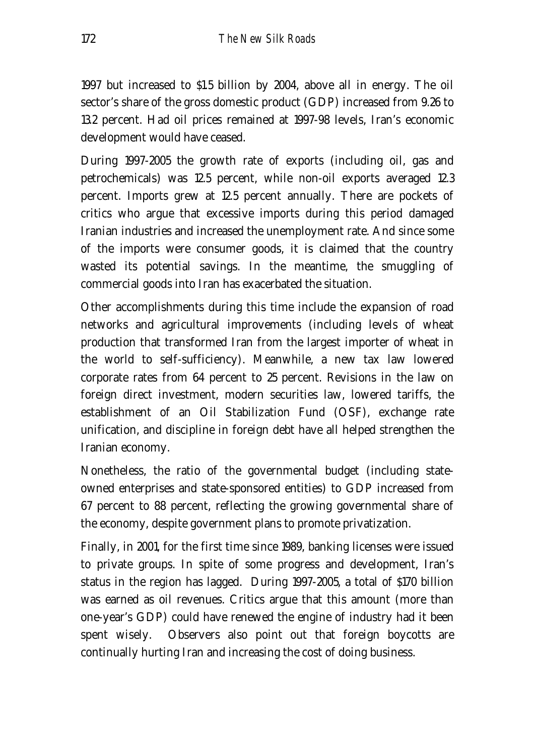1997 but increased to $1.5 billion by 2004, above all in energy. The oil sector's share of the gross domestic product (GDP) increased from 9.26 to 13.2 percent. Had oil prices remained at 1997-98 levels, Iran's economic development would have ceased.

During 1997-2005 the growth rate of exports (including oil, gas and petrochemicals) was 12.5 percent, while non-oil exports averaged 12.3 percent. Imports grew at 12.5 percent annually. There are pockets of critics who argue that excessive imports during this period damaged Iranian industries and increased the unemployment rate. And since some of the imports were consumer goods, it is claimed that the country wasted its potential savings. In the meantime, the smuggling of commercial goods into Iran has exacerbated the situation.

Other accomplishments during this time include the expansion of road networks and agricultural improvements (including levels of wheat production that transformed Iran from the largest importer of wheat in the world to self-sufficiency). Meanwhile, a new tax law lowered corporate rates from 64 percent to 25 percent. Revisions in the law on foreign direct investment, modern securities law, lowered tariffs, the establishment of an Oil Stabilization Fund (OSF), exchange rate unification, and discipline in foreign debt have all helped strengthen the Iranian economy.

Nonetheless, the ratio of the governmental budget (including state-owned enterprises and state-sponsored entities) to GDP increased from 67 percent to 88 percent, reflecting the growing governmental share of the economy, despite government plans to promote privatization.

Finally, in 2001, for the first time since 1989, banking licenses were issued to private groups. In spite of some progress and development, Iran's status in the region has lagged. During 1997-2005, a total of $170 billion was earned as oil revenues. Critics argue that this amount (more than one-year's GDP) could have renewed the engine of industry had it been spent wisely. Observers also point out that foreign boycotts are continually hurting Iran and increasing the cost of doing business.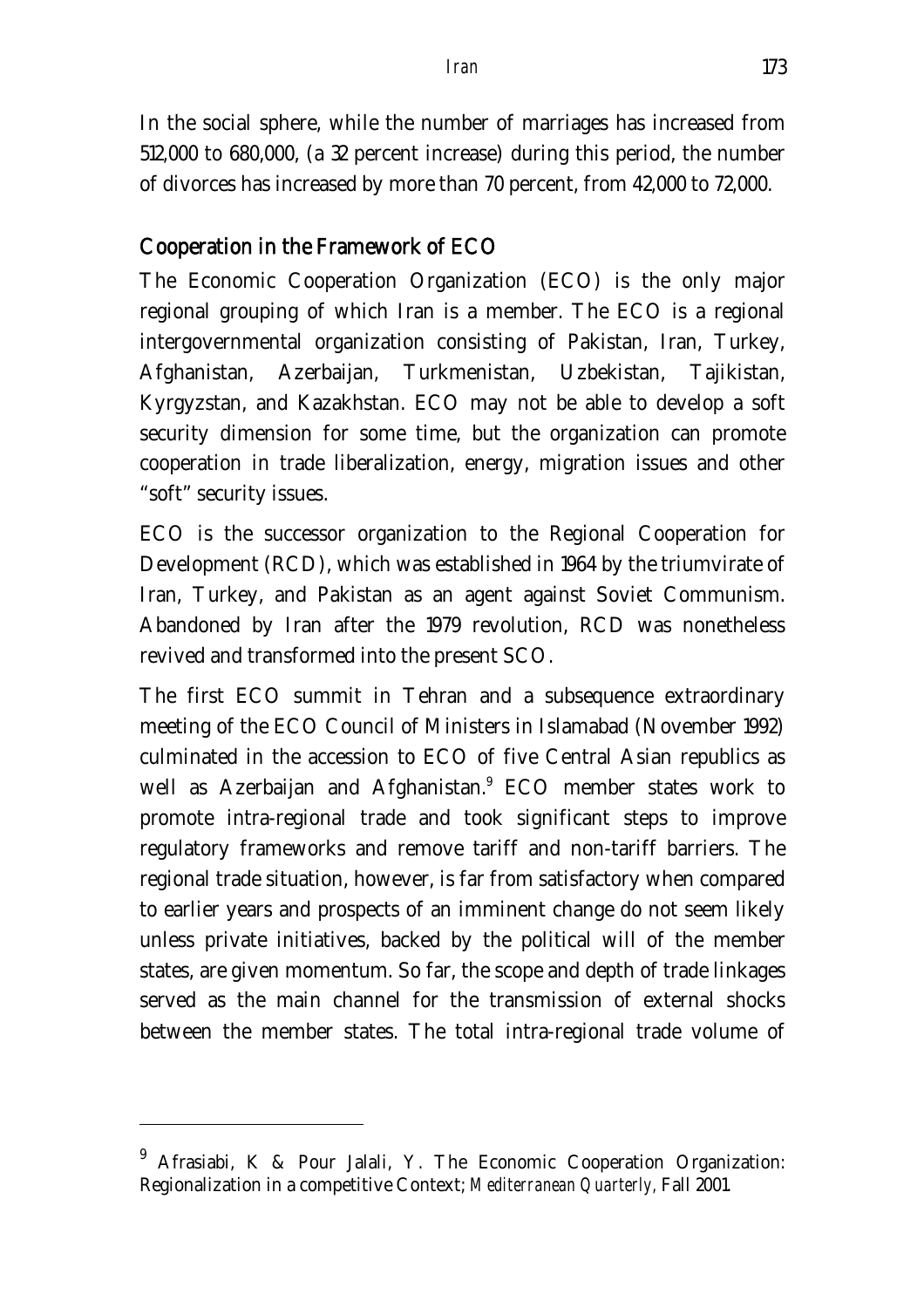In the social sphere, while the number of marriages has increased from 512,000 to 680,000, (a 32 percent increase) during this period, the number of divorces has increased by more than 70 percent, from 42,000 to 72,000.

## Cooperation in the Framework of ECO

The Economic Cooperation Organization (ECO) is the only major regional grouping of which Iran is a member. The ECO is a regional intergovernmental organization consisting of Pakistan, Iran, Turkey, Afghanistan, Azerbaijan, Turkmenistan, Uzbekistan, Tajikistan, Kyrgyzstan, and Kazakhstan. ECO may not be able to develop a soft security dimension for some time, but the organization can promote cooperation in trade liberalization, energy, migration issues and other "soft" security issues.

ECO is the successor organization to the Regional Cooperation for Development (RCD), which was established in 1964 by the triumvirate of Iran, Turkey, and Pakistan as an agent against Soviet Communism. Abandoned by Iran after the 1979 revolution, RCD was nonetheless revived and transformed into the present SCO.

The first ECO summit in Tehran and a subsequence extraordinary meeting of the ECO Council of Ministers in Islamabad (November 1992) culminated in the accession to ECO of five Central Asian republics as well as Azerbaijan and Afghanistan.[9] ECO member states work to promote intra-regional trade and took significant steps to improve regulatory frameworks and remove tariff and non-tariff barriers. The regional trade situation, however, is far from satisfactory when compared to earlier years and prospects of an imminent change do not seem likely unless private initiatives, backed by the political will of the member states, are given momentum. So far, the scope and depth of trade linkages served as the main channel for the transmission of external shocks between the member states. The total intra-regional trade volume of

---

[9] Afrasiabi, K & Pour Jalali, Y. The Economic Cooperation Organization: Regionalization in a competitive Context; *Mediterranean Quarterly*, Fall 2001.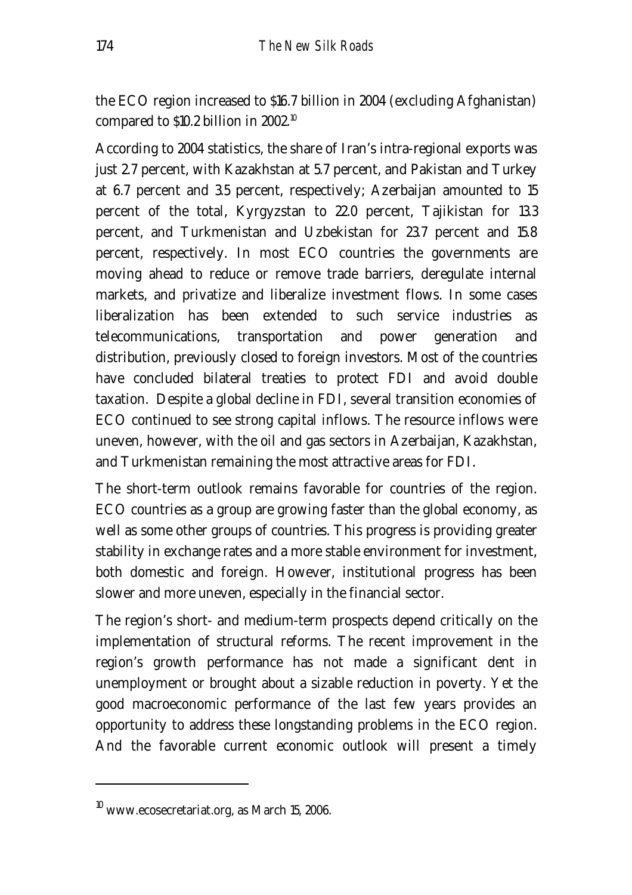the ECO region increased to $16.7 billion in 2004 (excluding Afghanistan) compared to $10.2 billion in 2002.[10]

According to 2004 statistics, the share of Iran's intra-regional exports was just 2.7 percent, with Kazakhstan at 5.7 percent, and Pakistan and Turkey at 6.7 percent and 3.5 percent, respectively; Azerbaijan amounted to 15 percent of the total, Kyrgyzstan to 22.0 percent, Tajikistan for 13.3 percent, and Turkmenistan and Uzbekistan for 23.7 percent and 15.8 percent, respectively. In most ECO countries the governments are moving ahead to reduce or remove trade barriers, deregulate internal markets, and privatize and liberalize investment flows. In some cases liberalization has been extended to such service industries as telecommunications, transportation and power generation and distribution, previously closed to foreign investors. Most of the countries have concluded bilateral treaties to protect FDI and avoid double taxation. Despite a global decline in FDI, several transition economies of ECO continued to see strong capital inflows. The resource inflows were uneven, however, with the oil and gas sectors in Azerbaijan, Kazakhstan, and Turkmenistan remaining the most attractive areas for FDI.

The short-term outlook remains favorable for countries of the region. ECO countries as a group are growing faster than the global economy, as well as some other groups of countries. This progress is providing greater stability in exchange rates and a more stable environment for investment, both domestic and foreign. However, institutional progress has been slower and more uneven, especially in the financial sector.

The region's short- and medium-term prospects depend critically on the implementation of structural reforms. The recent improvement in the region's growth performance has not made a significant dent in unemployment or brought about a sizable reduction in poverty. Yet the good macroeconomic performance of the last few years provides an opportunity to address these longstanding problems in the ECO region. And the favorable current economic outlook will present a timely

---

[10] www.ecosecretariat.org, as March 15, 2006.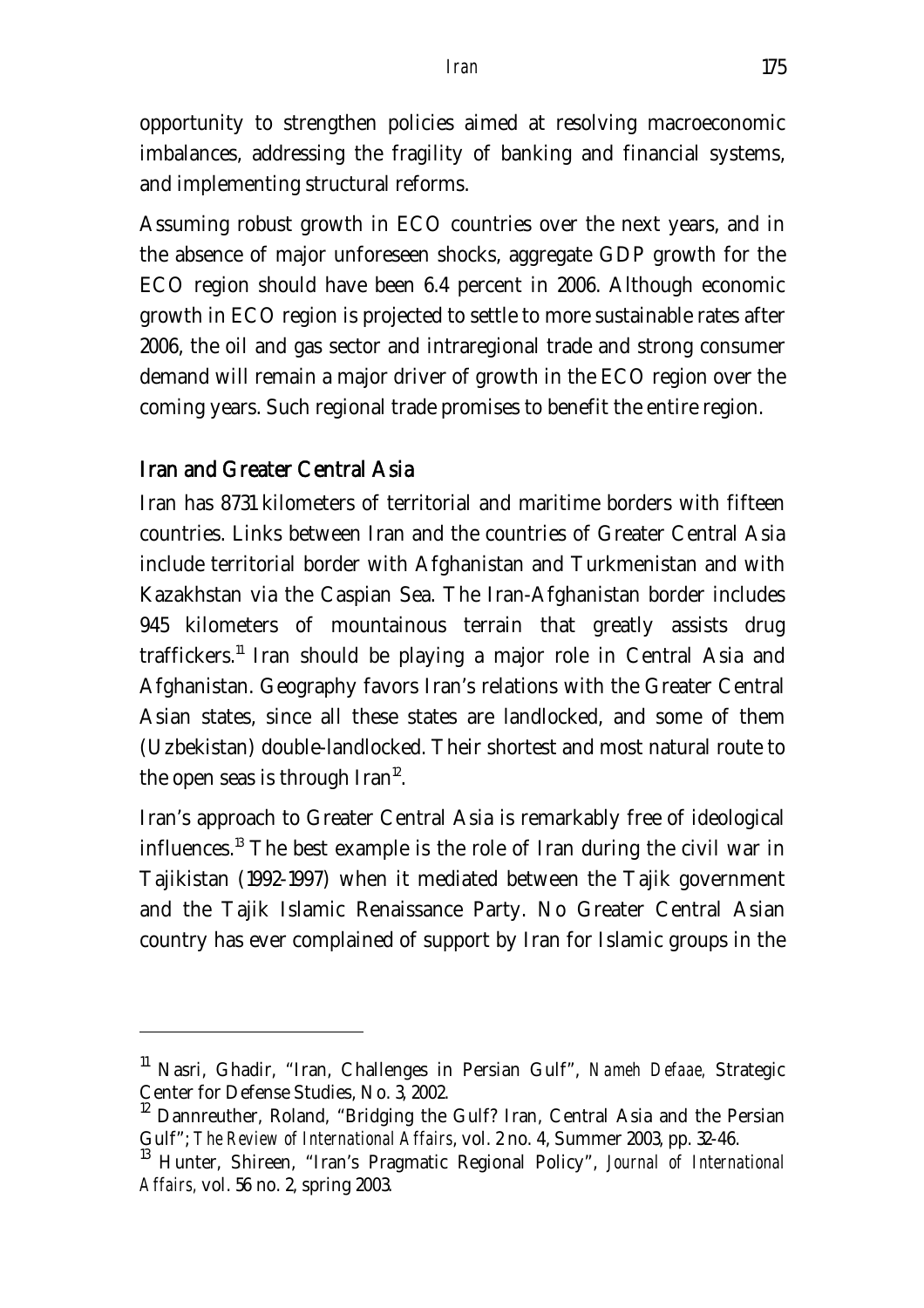opportunity to strengthen policies aimed at resolving macroeconomic imbalances, addressing the fragility of banking and financial systems, and implementing structural reforms.

Assuming robust growth in ECO countries over the next years, and in the absence of major unforeseen shocks, aggregate GDP growth for the ECO region should have been 6.4 percent in 2006. Although economic growth in ECO region is projected to settle to more sustainable rates after 2006, the oil and gas sector and intraregional trade and strong consumer demand will remain a major driver of growth in the ECO region over the coming years. Such regional trade promises to benefit the entire region.

## Iran and Greater Central Asia

Iran has 8731 kilometers of territorial and maritime borders with fifteen countries. Links between Iran and the countries of Greater Central Asia include territorial border with Afghanistan and Turkmenistan and with Kazakhstan via the Caspian Sea. The Iran-Afghanistan border includes 945 kilometers of mountainous terrain that greatly assists drug traffickers.[11] Iran should be playing a major role in Central Asia and Afghanistan. Geography favors Iran's relations with the Greater Central Asian states, since all these states are landlocked, and some of them (Uzbekistan) double-landlocked. Their shortest and most natural route to the open seas is through Iran[12].

Iran's approach to Greater Central Asia is remarkably free of ideological influences.[13] The best example is the role of Iran during the civil war in Tajikistan (1992-1997) when it mediated between the Tajik government and the Tajik Islamic Renaissance Party. No Greater Central Asian country has ever complained of support by Iran for Islamic groups in the

---

[11] Nasri, Ghadir, "Iran, Challenges in Persian Gulf", *Nameh Defaae,* Strategic Center for Defense Studies, No. 3, 2002.

[12] Dannreuther, Roland, "Bridging the Gulf? Iran, Central Asia and the Persian Gulf"; *The Review of International Affairs*, vol. 2 no. 4, Summer 2003, pp. 32-46.

[13] Hunter, Shireen, "Iran's Pragmatic Regional Policy", *Journal of International Affairs,* vol. 56 no. 2, spring 2003.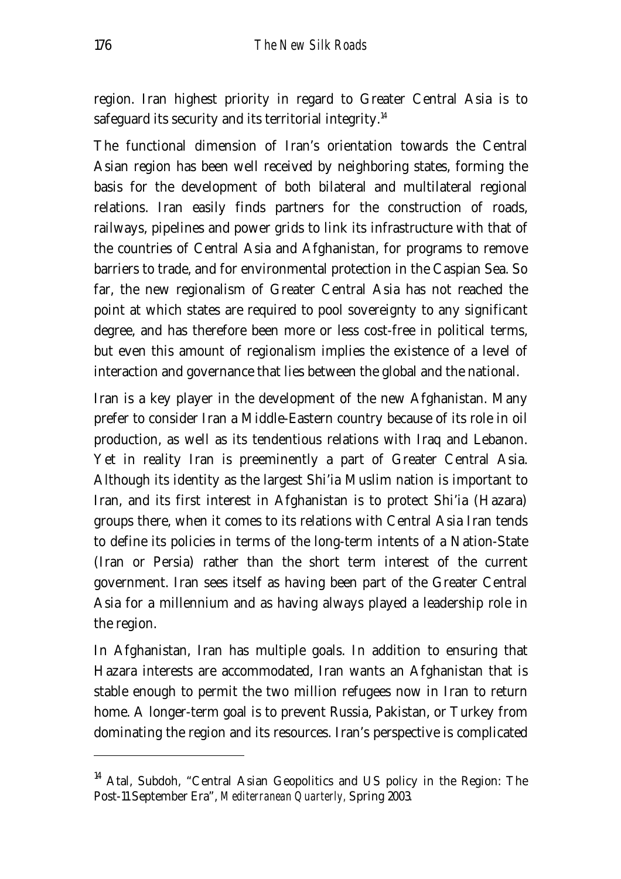region. Iran highest priority in regard to Greater Central Asia is to safeguard its security and its territorial integrity.[14]

The functional dimension of Iran's orientation towards the Central Asian region has been well received by neighboring states, forming the basis for the development of both bilateral and multilateral regional relations. Iran easily finds partners for the construction of roads, railways, pipelines and power grids to link its infrastructure with that of the countries of Central Asia and Afghanistan, for programs to remove barriers to trade, and for environmental protection in the Caspian Sea. So far, the new regionalism of Greater Central Asia has not reached the point at which states are required to pool sovereignty to any significant degree, and has therefore been more or less cost-free in political terms, but even this amount of regionalism implies the existence of a level of interaction and governance that lies between the global and the national.

Iran is a key player in the development of the new Afghanistan. Many prefer to consider Iran a Middle-Eastern country because of its role in oil production, as well as its tendentious relations with Iraq and Lebanon. Yet in reality Iran is preeminently a part of Greater Central Asia. Although its identity as the largest Shi'ia Muslim nation is important to Iran, and its first interest in Afghanistan is to protect Shi'ia (Hazara) groups there, when it comes to its relations with Central Asia Iran tends to define its policies in terms of the long-term intents of a Nation-State (Iran or Persia) rather than the short term interest of the current government. Iran sees itself as having been part of the Greater Central Asia for a millennium and as having always played a leadership role in the region.

In Afghanistan, Iran has multiple goals. In addition to ensuring that Hazara interests are accommodated, Iran wants an Afghanistan that is stable enough to permit the two million refugees now in Iran to return home. A longer-term goal is to prevent Russia, Pakistan, or Turkey from dominating the region and its resources. Iran's perspective is complicated

---

[14] Atal, Subdoh, "Central Asian Geopolitics and US policy in the Region: The Post-11 September Era", *Mediterranean Quarterly*, Spring 2003.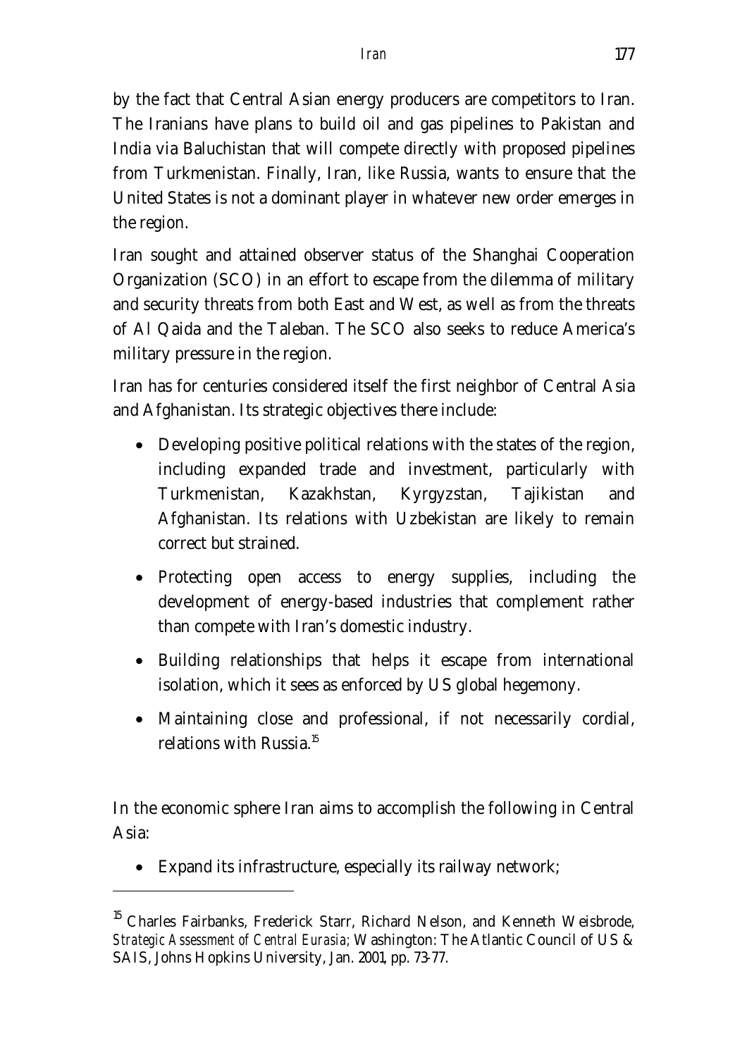by the fact that Central Asian energy producers are competitors to Iran. The Iranians have plans to build oil and gas pipelines to Pakistan and India via Baluchistan that will compete directly with proposed pipelines from Turkmenistan. Finally, Iran, like Russia, wants to ensure that the United States is not a dominant player in whatever new order emerges in the region.

Iran sought and attained observer status of the Shanghai Cooperation Organization (SCO) in an effort to escape from the dilemma of military and security threats from both East and West, as well as from the threats of Al Qaida and the Taleban. The SCO also seeks to reduce America's military pressure in the region.

Iran has for centuries considered itself the first neighbor of Central Asia and Afghanistan. Its strategic objectives there include:

- Developing positive political relations with the states of the region, including expanded trade and investment, particularly with Turkmenistan, Kazakhstan, Kyrgyzstan, Tajikistan and Afghanistan. Its relations with Uzbekistan are likely to remain correct but strained.
- Protecting open access to energy supplies, including the development of energy-based industries that complement rather than compete with Iran's domestic industry.
- Building relationships that helps it escape from international isolation, which it sees as enforced by US global hegemony.
- Maintaining close and professional, if not necessarily cordial, relations with Russia.[15]

In the economic sphere Iran aims to accomplish the following in Central Asia:

- Expand its infrastructure, especially its railway network;

---

[15] Charles Fairbanks, Frederick Starr, Richard Nelson, and Kenneth Weisbrode, *Strategic Assessment of Central Eurasia;* Washington: The Atlantic Council of US & SAIS, Johns Hopkins University, Jan. 2001, pp. 73-77.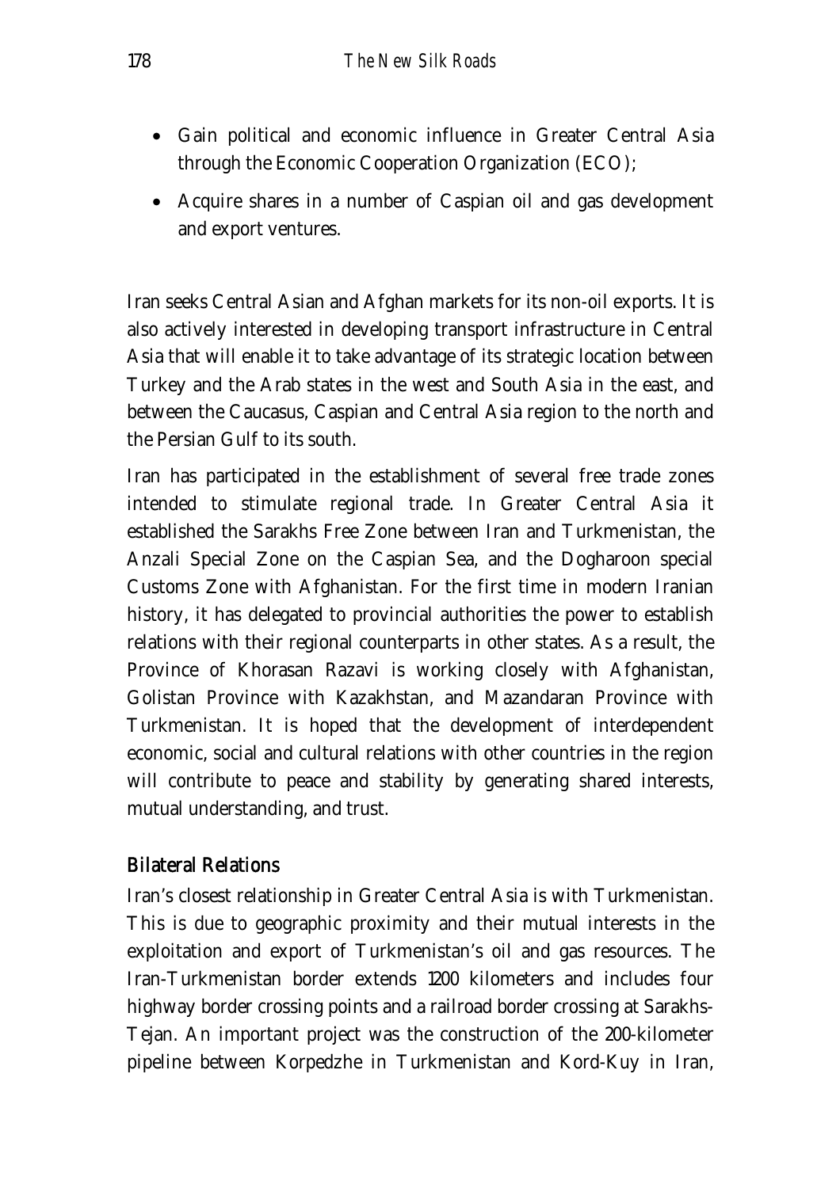- Gain political and economic influence in Greater Central Asia through the Economic Cooperation Organization (ECO);
- Acquire shares in a number of Caspian oil and gas development and export ventures.

Iran seeks Central Asian and Afghan markets for its non-oil exports. It is also actively interested in developing transport infrastructure in Central Asia that will enable it to take advantage of its strategic location between Turkey and the Arab states in the west and South Asia in the east, and between the Caucasus, Caspian and Central Asia region to the north and the Persian Gulf to its south.

Iran has participated in the establishment of several free trade zones intended to stimulate regional trade. In Greater Central Asia it established the Sarakhs Free Zone between Iran and Turkmenistan, the Anzali Special Zone on the Caspian Sea, and the Dogharoon special Customs Zone with Afghanistan. For the first time in modern Iranian history, it has delegated to provincial authorities the power to establish relations with their regional counterparts in other states. As a result, the Province of Khorasan Razavi is working closely with Afghanistan, Golistan Province with Kazakhstan, and Mazandaran Province with Turkmenistan. It is hoped that the development of interdependent economic, social and cultural relations with other countries in the region will contribute to peace and stability by generating shared interests, mutual understanding, and trust.

## Bilateral Relations

Iran's closest relationship in Greater Central Asia is with Turkmenistan. This is due to geographic proximity and their mutual interests in the exploitation and export of Turkmenistan's oil and gas resources. The Iran-Turkmenistan border extends 1200 kilometers and includes four highway border crossing points and a railroad border crossing at Sarakhs-Tejan. An important project was the construction of the 200-kilometer pipeline between Korpedzhe in Turkmenistan and Kord-Kuy in Iran,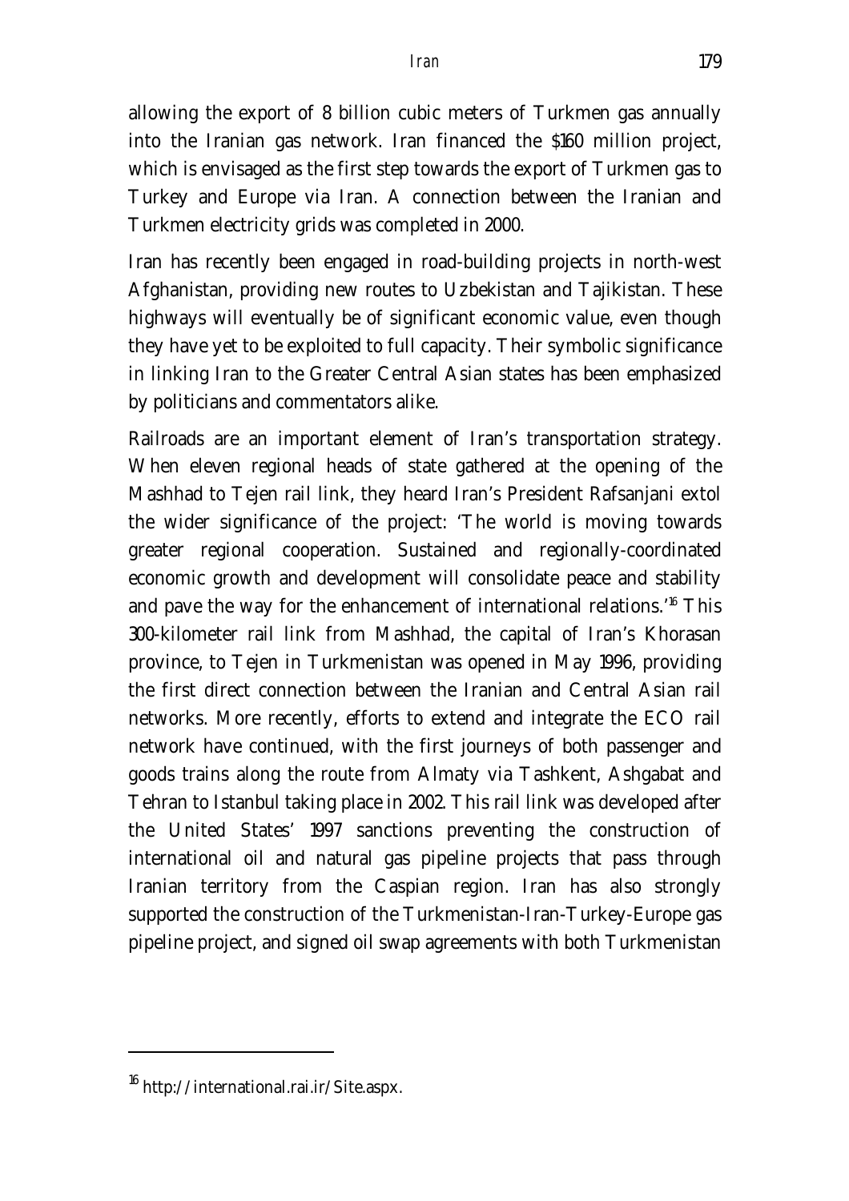allowing the export of 8 billion cubic meters of Turkmen gas annually into the Iranian gas network. Iran financed the $160 million project, which is envisaged as the first step towards the export of Turkmen gas to Turkey and Europe via Iran. A connection between the Iranian and Turkmen electricity grids was completed in 2000.

Iran has recently been engaged in road-building projects in north-west Afghanistan, providing new routes to Uzbekistan and Tajikistan. These highways will eventually be of significant economic value, even though they have yet to be exploited to full capacity. Their symbolic significance in linking Iran to the Greater Central Asian states has been emphasized by politicians and commentators alike.

Railroads are an important element of Iran's transportation strategy. When eleven regional heads of state gathered at the opening of the Mashhad to Tejen rail link, they heard Iran's President Rafsanjani extol the wider significance of the project: 'The world is moving towards greater regional cooperation. Sustained and regionally-coordinated economic growth and development will consolidate peace and stability and pave the way for the enhancement of international relations.'[16] This 300-kilometer rail link from Mashhad, the capital of Iran's Khorasan province, to Tejen in Turkmenistan was opened in May 1996, providing the first direct connection between the Iranian and Central Asian rail networks. More recently, efforts to extend and integrate the ECO rail network have continued, with the first journeys of both passenger and goods trains along the route from Almaty via Tashkent, Ashgabat and Tehran to Istanbul taking place in 2002. This rail link was developed after the United States' 1997 sanctions preventing the construction of international oil and natural gas pipeline projects that pass through Iranian territory from the Caspian region. Iran has also strongly supported the construction of the Turkmenistan-Iran-Turkey-Europe gas pipeline project, and signed oil swap agreements with both Turkmenistan

---

[16] http://international.rai.ir/Site.aspx.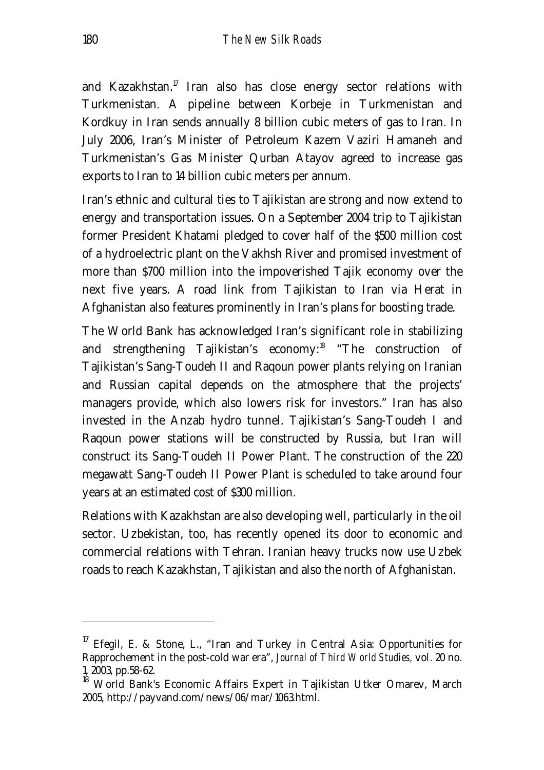and Kazakhstan.[17] Iran also has close energy sector relations with Turkmenistan. A pipeline between Korbeje in Turkmenistan and Kordkuy in Iran sends annually 8 billion cubic meters of gas to Iran. In July 2006, Iran's Minister of Petroleum Kazem Vaziri Hamaneh and Turkmenistan's Gas Minister Qurban Atayov agreed to increase gas exports to Iran to 14 billion cubic meters per annum.

Iran's ethnic and cultural ties to Tajikistan are strong and now extend to energy and transportation issues. On a September 2004 trip to Tajikistan former President Khatami pledged to cover half of the $500 million cost of a hydroelectric plant on the Vakhsh River and promised investment of more than $700 million into the impoverished Tajik economy over the next five years. A road link from Tajikistan to Iran via Herat in Afghanistan also features prominently in Iran's plans for boosting trade.

The World Bank has acknowledged Iran's significant role in stabilizing and strengthening Tajikistan's economy:[18] "The construction of Tajikistan's Sang-Toudeh II and Raqoun power plants relying on Iranian and Russian capital depends on the atmosphere that the projects' managers provide, which also lowers risk for investors." Iran has also invested in the Anzab hydro tunnel. Tajikistan's Sang-Toudeh I and Raqoun power stations will be constructed by Russia, but Iran will construct its Sang-Toudeh II Power Plant. The construction of the 220 megawatt Sang-Toudeh II Power Plant is scheduled to take around four years at an estimated cost of $300 million.

Relations with Kazakhstan are also developing well, particularly in the oil sector. Uzbekistan, too, has recently opened its door to economic and commercial relations with Tehran. Iranian heavy trucks now use Uzbek roads to reach Kazakhstan, Tajikistan and also the north of Afghanistan.

---

[17] Efegil, E. & Stone, L., "Iran and Turkey in Central Asia: Opportunities for Rapprochement in the post-cold war era", *Journal of Third World Studies*, vol. 20 no. 1, 2003, pp.58-62.

[18] World Bank's Economic Affairs Expert in Tajikistan Utker Omarev, March 2005, http://payvand.com/news/06/mar/1063.html.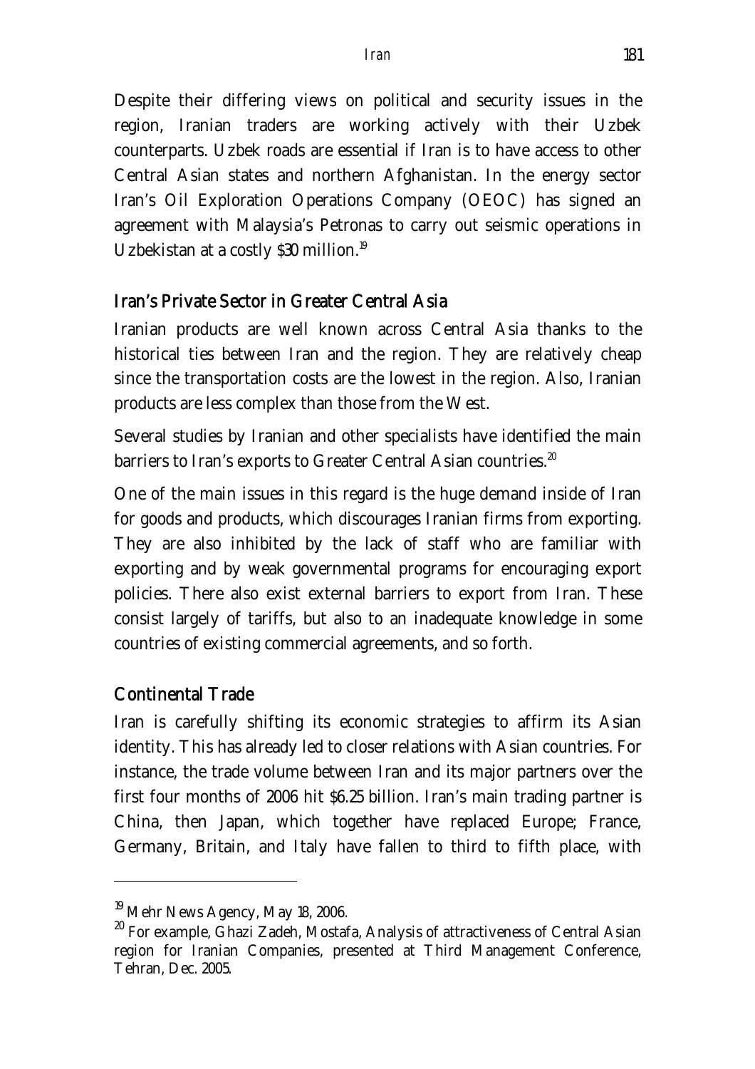Despite their differing views on political and security issues in the region, Iranian traders are working actively with their Uzbek counterparts. Uzbek roads are essential if Iran is to have access to other Central Asian states and northern Afghanistan. In the energy sector Iran's Oil Exploration Operations Company (OEOC) has signed an agreement with Malaysia's Petronas to carry out seismic operations in Uzbekistan at a costly $30 million.[19]

## Iran's Private Sector in Greater Central Asia

Iranian products are well known across Central Asia thanks to the historical ties between Iran and the region. They are relatively cheap since the transportation costs are the lowest in the region. Also, Iranian products are less complex than those from the West.

Several studies by Iranian and other specialists have identified the main barriers to Iran's exports to Greater Central Asian countries.[20]

One of the main issues in this regard is the huge demand inside of Iran for goods and products, which discourages Iranian firms from exporting. They are also inhibited by the lack of staff who are familiar with exporting and by weak governmental programs for encouraging export policies. There also exist external barriers to export from Iran. These consist largely of tariffs, but also to an inadequate knowledge in some countries of existing commercial agreements, and so forth.

## Continental Trade

Iran is carefully shifting its economic strategies to affirm its Asian identity. This has already led to closer relations with Asian countries. For instance, the trade volume between Iran and its major partners over the first four months of 2006 hit $6.25 billion. Iran's main trading partner is China, then Japan, which together have replaced Europe; France, Germany, Britain, and Italy have fallen to third to fifth place, with

---

[19] Mehr News Agency, May 18, 2006.

[20] For example, Ghazi Zadeh, Mostafa, Analysis of attractiveness of Central Asian region for Iranian Companies, presented at Third Management Conference, Tehran, Dec. 2005.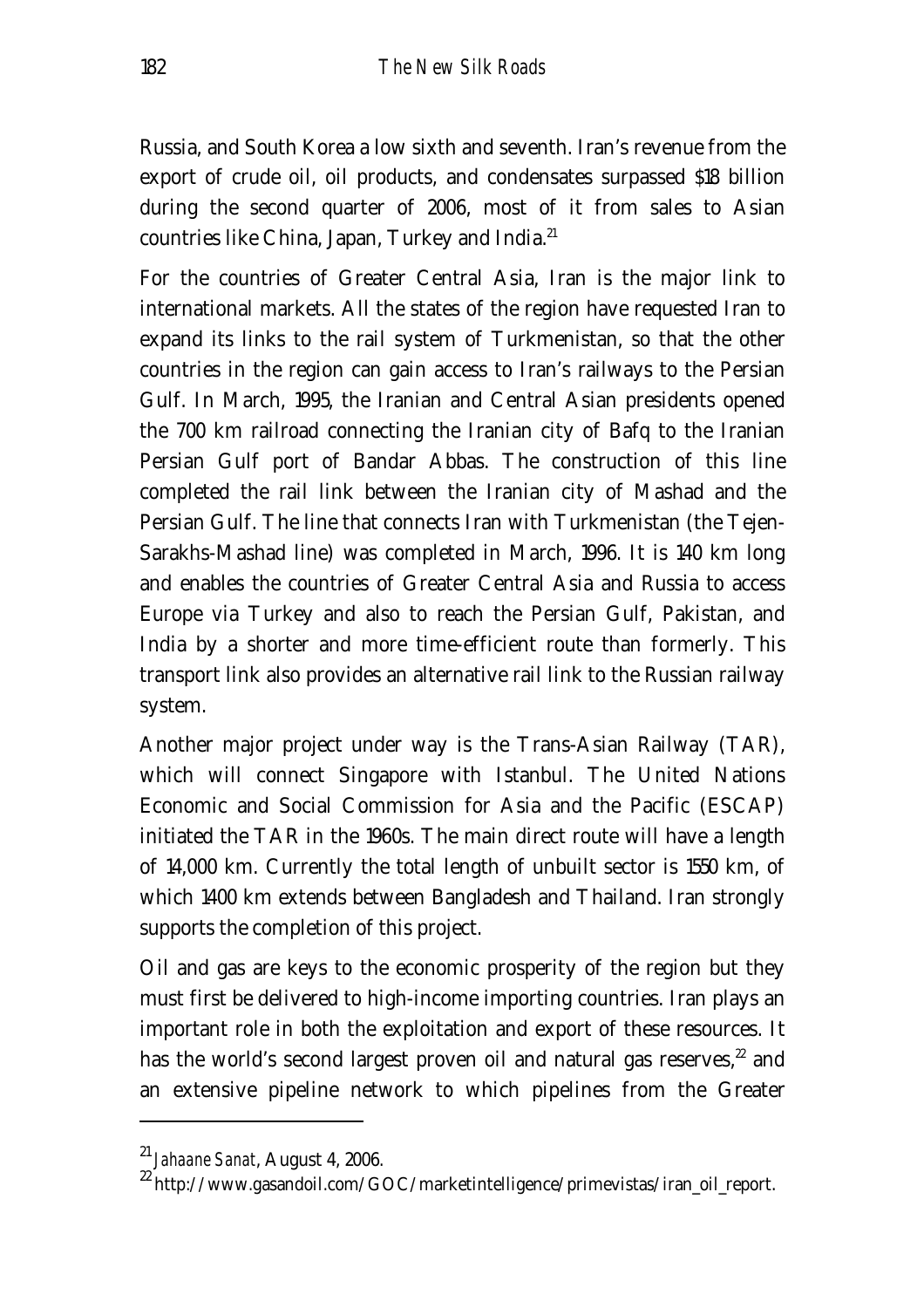Russia, and South Korea a low sixth and seventh. Iran's revenue from the export of crude oil, oil products, and condensates surpassed $18 billion during the second quarter of 2006, most of it from sales to Asian countries like China, Japan, Turkey and India.[21]

For the countries of Greater Central Asia, Iran is the major link to international markets. All the states of the region have requested Iran to expand its links to the rail system of Turkmenistan, so that the other countries in the region can gain access to Iran's railways to the Persian Gulf. In March, 1995, the Iranian and Central Asian presidents opened the 700 km railroad connecting the Iranian city of Bafq to the Iranian Persian Gulf port of Bandar Abbas. The construction of this line completed the rail link between the Iranian city of Mashad and the Persian Gulf. The line that connects Iran with Turkmenistan (the Tejen-Sarakhs-Mashad line) was completed in March, 1996. It is 140 km long and enables the countries of Greater Central Asia and Russia to access Europe via Turkey and also to reach the Persian Gulf, Pakistan, and India by a shorter and more time-efficient route than formerly. This transport link also provides an alternative rail link to the Russian railway system.

Another major project under way is the Trans-Asian Railway (TAR), which will connect Singapore with Istanbul. The United Nations Economic and Social Commission for Asia and the Pacific (ESCAP) initiated the TAR in the 1960s. The main direct route will have a length of 14,000 km. Currently the total length of unbuilt sector is 1550 km, of which 1400 km extends between Bangladesh and Thailand. Iran strongly supports the completion of this project.

Oil and gas are keys to the economic prosperity of the region but they must first be delivered to high-income importing countries. Iran plays an important role in both the exploitation and export of these resources. It has the world's second largest proven oil and natural gas reserves,[22] and an extensive pipeline network to which pipelines from the Greater

---

[21] *Jahaane Sanat*, August 4, 2006.

[22] http://www.gasandoil.com/GOC/marketintelligence/primevistas/iran_oil_report.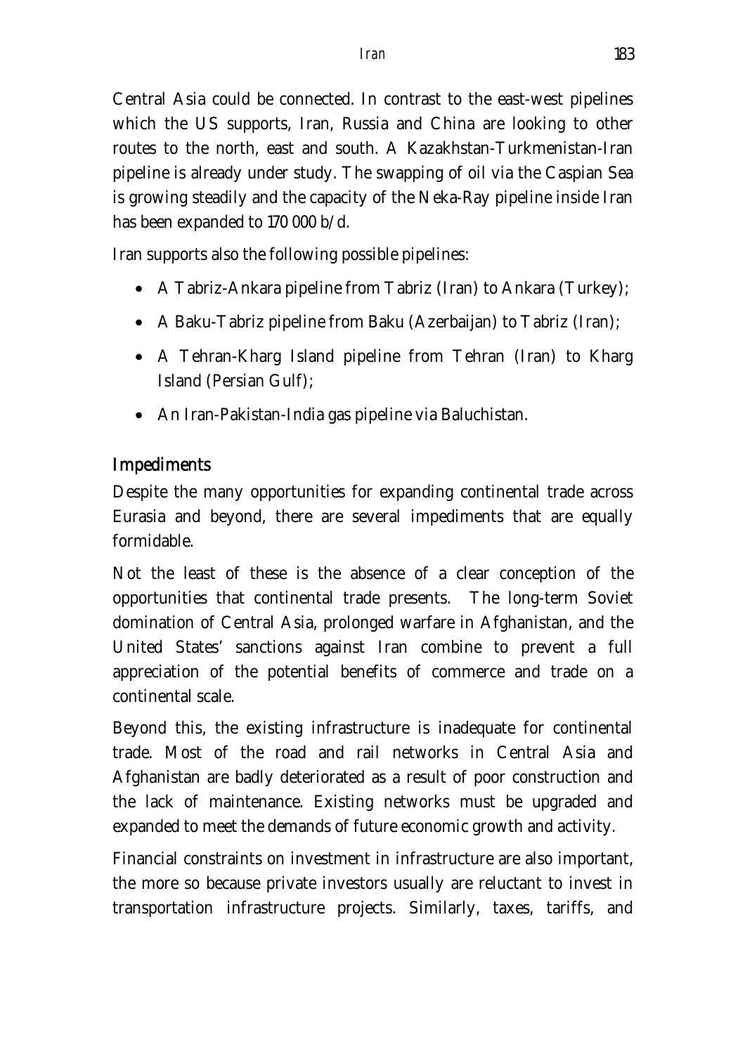Central Asia could be connected. In contrast to the east-west pipelines which the US supports, Iran, Russia and China are looking to other routes to the north, east and south. A Kazakhstan-Turkmenistan-Iran pipeline is already under study. The swapping of oil via the Caspian Sea is growing steadily and the capacity of the Neka-Ray pipeline inside Iran has been expanded to 170 000 b/d.

Iran supports also the following possible pipelines:

- A Tabriz-Ankara pipeline from Tabriz (Iran) to Ankara (Turkey);
- A Baku-Tabriz pipeline from Baku (Azerbaijan) to Tabriz (Iran);
- A Tehran-Kharg Island pipeline from Tehran (Iran) to Kharg Island (Persian Gulf);
- An Iran-Pakistan-India gas pipeline via Baluchistan.

## Impediments

Despite the many opportunities for expanding continental trade across Eurasia and beyond, there are several impediments that are equally formidable.

Not the least of these is the absence of a clear conception of the opportunities that continental trade presents. The long-term Soviet domination of Central Asia, prolonged warfare in Afghanistan, and the United States' sanctions against Iran combine to prevent a full appreciation of the potential benefits of commerce and trade on a continental scale.

Beyond this, the existing infrastructure is inadequate for continental trade. Most of the road and rail networks in Central Asia and Afghanistan are badly deteriorated as a result of poor construction and the lack of maintenance. Existing networks must be upgraded and expanded to meet the demands of future economic growth and activity.

Financial constraints on investment in infrastructure are also important, the more so because private investors usually are reluctant to invest in transportation infrastructure projects. Similarly, taxes, tariffs, and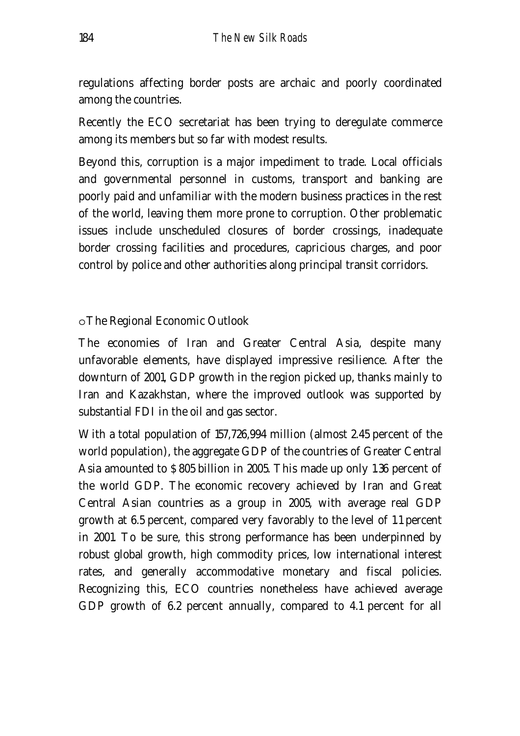regulations affecting border posts are archaic and poorly coordinated among the countries.

Recently the ECO secretariat has been trying to deregulate commerce among its members but so far with modest results.

Beyond this, corruption is a major impediment to trade. Local officials and governmental personnel in customs, transport and banking are poorly paid and unfamiliar with the modern business practices in the rest of the world, leaving them more prone to corruption. Other problematic issues include unscheduled closures of border crossings, inadequate border crossing facilities and procedures, capricious charges, and poor control by police and other authorities along principal transit corridors.

## The Regional Economic Outlook

The economies of Iran and Greater Central Asia, despite many unfavorable elements, have displayed impressive resilience. After the downturn of 2001, GDP growth in the region picked up, thanks mainly to Iran and Kazakhstan, where the improved outlook was supported by substantial FDI in the oil and gas sector.

With a total population of 157,726,994 million (almost 2.45 percent of the world population), the aggregate GDP of the countries of Greater Central Asia amounted to $ 805 billion in 2005. This made up only 1.36 percent of the world GDP. The economic recovery achieved by Iran and Great Central Asian countries as a group in 2005, with average real GDP growth at 6.5 percent, compared very favorably to the level of 1.1 percent in 2001. To be sure, this strong performance has been underpinned by robust global growth, high commodity prices, low international interest rates, and generally accommodative monetary and fiscal policies. Recognizing this, ECO countries nonetheless have achieved average GDP growth of 6.2 percent annually, compared to 4.1 percent for all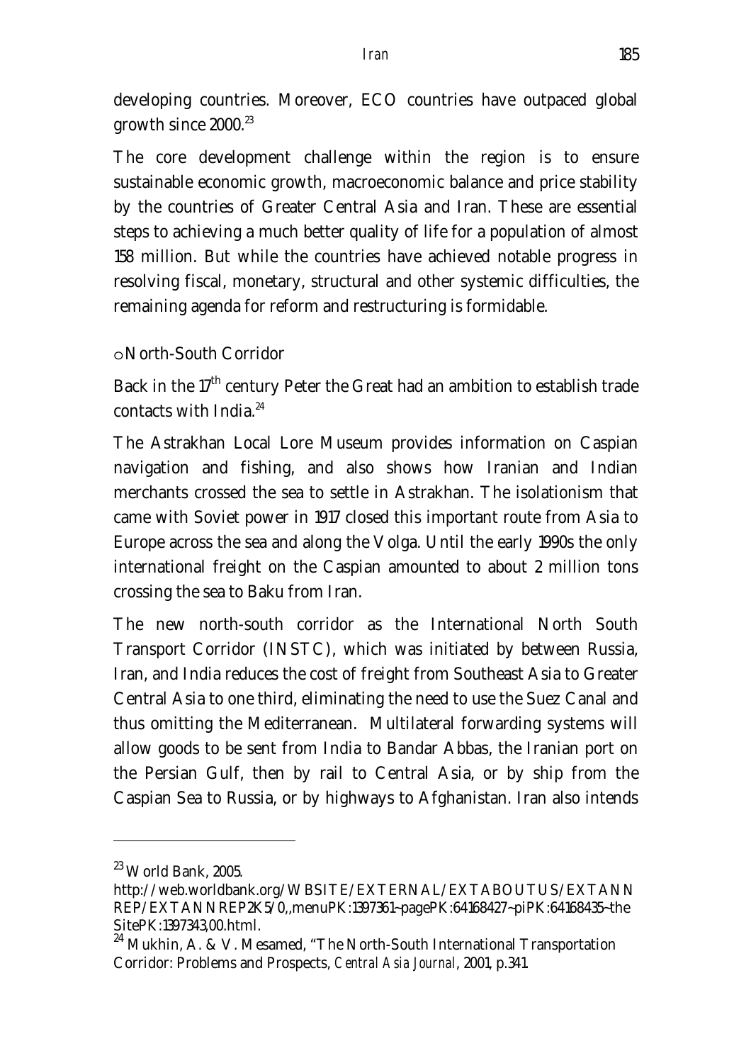developing countries. Moreover, ECO countries have outpaced global growth since 2000.[23]

The core development challenge within the region is to ensure sustainable economic growth, macroeconomic balance and price stability by the countries of Greater Central Asia and Iran. These are essential steps to achieving a much better quality of life for a population of almost 158 million. But while the countries have achieved notable progress in resolving fiscal, monetary, structural and other systemic difficulties, the remaining agenda for reform and restructuring is formidable.

- North-South Corridor

Back in the 17th century Peter the Great had an ambition to establish trade contacts with India.[24]

The Astrakhan Local Lore Museum provides information on Caspian navigation and fishing, and also shows how Iranian and Indian merchants crossed the sea to settle in Astrakhan. The isolationism that came with Soviet power in 1917 closed this important route from Asia to Europe across the sea and along the Volga. Until the early 1990s the only international freight on the Caspian amounted to about 2 million tons crossing the sea to Baku from Iran.

The new north-south corridor as the International North South Transport Corridor (INSTC), which was initiated by between Russia, Iran, and India reduces the cost of freight from Southeast Asia to Greater Central Asia to one third, eliminating the need to use the Suez Canal and thus omitting the Mediterranean. Multilateral forwarding systems will allow goods to be sent from India to Bandar Abbas, the Iranian port on the Persian Gulf, then by rail to Central Asia, or by ship from the Caspian Sea to Russia, or by highways to Afghanistan. Iran also intends

---

[23] World Bank, 2005. http://web.worldbank.org/WBSITE/EXTERNAL/EXTABOUTUS/EXTANNREP/EXTANNREP2K5/0,,menuPK:1397361~pagePK:64168427~piPK:64168435~theSitePK:1397343,00.html.

[24] Mukhin, A. & V. Mesamed, "The North-South International Transportation Corridor: Problems and Prospects, *Central Asia Journal*, 2001, p.341.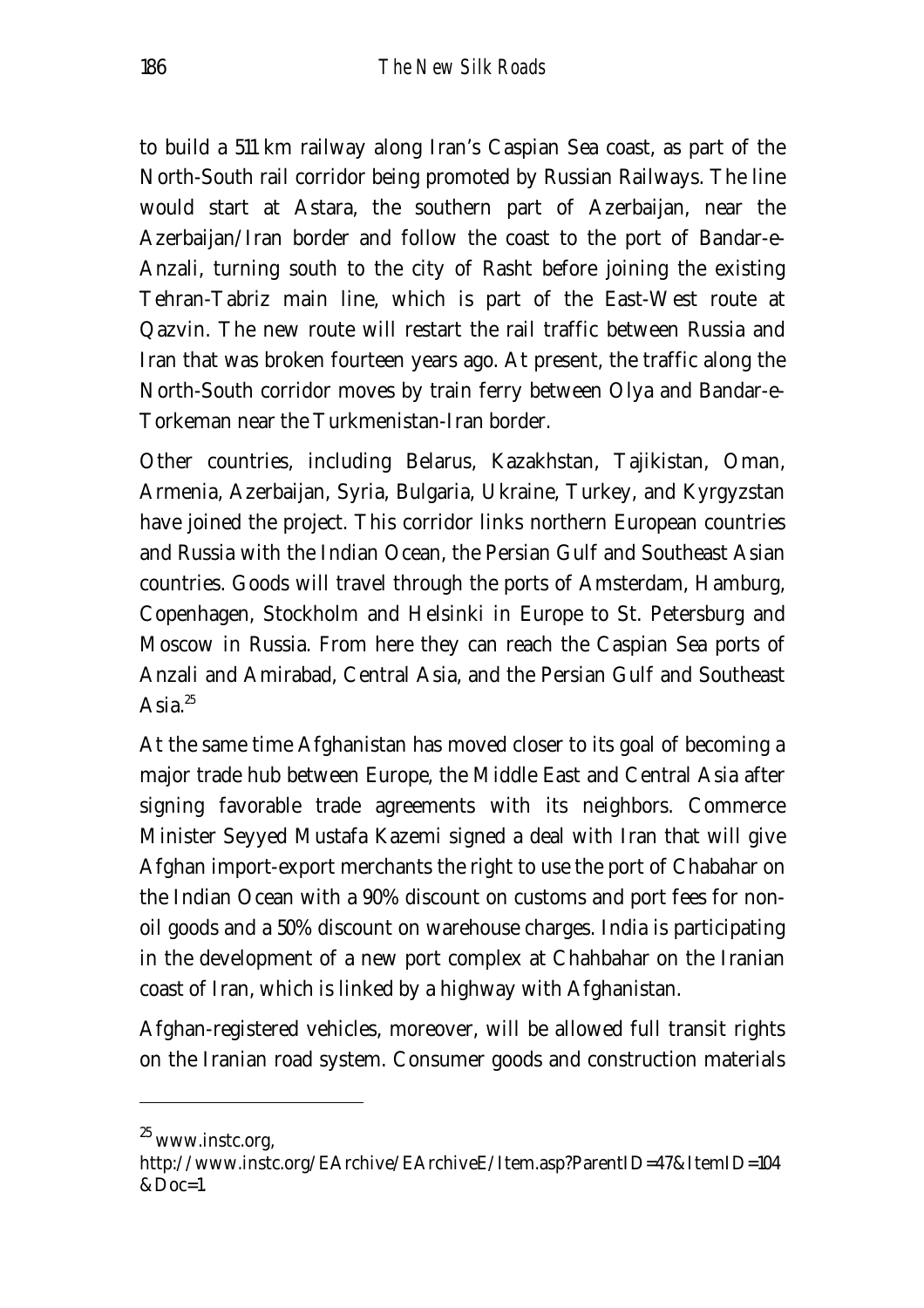to build a 511 km railway along Iran's Caspian Sea coast, as part of the North-South rail corridor being promoted by Russian Railways. The line would start at Astara, the southern part of Azerbaijan, near the Azerbaijan/Iran border and follow the coast to the port of Bandar-e-Anzali, turning south to the city of Rasht before joining the existing Tehran-Tabriz main line, which is part of the East-West route at Qazvin. The new route will restart the rail traffic between Russia and Iran that was broken fourteen years ago. At present, the traffic along the North-South corridor moves by train ferry between Olya and Bandar-e-Torkeman near the Turkmenistan-Iran border.

Other countries, including Belarus, Kazakhstan, Tajikistan, Oman, Armenia, Azerbaijan, Syria, Bulgaria, Ukraine, Turkey, and Kyrgyzstan have joined the project. This corridor links northern European countries and Russia with the Indian Ocean, the Persian Gulf and Southeast Asian countries. Goods will travel through the ports of Amsterdam, Hamburg, Copenhagen, Stockholm and Helsinki in Europe to St. Petersburg and Moscow in Russia. From here they can reach the Caspian Sea ports of Anzali and Amirabad, Central Asia, and the Persian Gulf and Southeast Asia.[25]

At the same time Afghanistan has moved closer to its goal of becoming a major trade hub between Europe, the Middle East and Central Asia after signing favorable trade agreements with its neighbors. Commerce Minister Seyyed Mustafa Kazemi signed a deal with Iran that will give Afghan import-export merchants the right to use the port of Chabahar on the Indian Ocean with a 90% discount on customs and port fees for non-oil goods and a 50% discount on warehouse charges. India is participating in the development of a new port complex at Chahbahar on the Iranian coast of Iran, which is linked by a highway with Afghanistan.

Afghan-registered vehicles, moreover, will be allowed full transit rights on the Iranian road system. Consumer goods and construction materials

---

[25] www.instc.org, http://www.instc.org/EArchive/EArchiveE/Item.asp?ParentID=47&ItemID=104&Doc=1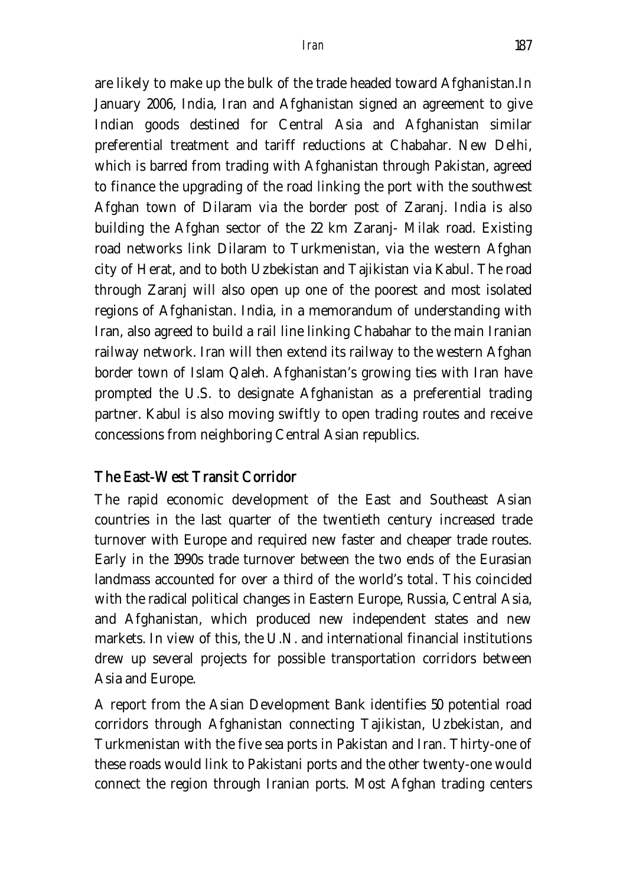are likely to make up the bulk of the trade headed toward Afghanistan.In January 2006, India, Iran and Afghanistan signed an agreement to give Indian goods destined for Central Asia and Afghanistan similar preferential treatment and tariff reductions at Chabahar. New Delhi, which is barred from trading with Afghanistan through Pakistan, agreed to finance the upgrading of the road linking the port with the southwest Afghan town of Dilaram via the border post of Zaranj. India is also building the Afghan sector of the 22 km Zaranj- Milak road. Existing road networks link Dilaram to Turkmenistan, via the western Afghan city of Herat, and to both Uzbekistan and Tajikistan via Kabul. The road through Zaranj will also open up one of the poorest and most isolated regions of Afghanistan. India, in a memorandum of understanding with Iran, also agreed to build a rail line linking Chabahar to the main Iranian railway network. Iran will then extend its railway to the western Afghan border town of Islam Qaleh. Afghanistan's growing ties with Iran have prompted the U.S. to designate Afghanistan as a preferential trading partner. Kabul is also moving swiftly to open trading routes and receive concessions from neighboring Central Asian republics.

## The East-West Transit Corridor

The rapid economic development of the East and Southeast Asian countries in the last quarter of the twentieth century increased trade turnover with Europe and required new faster and cheaper trade routes. Early in the 1990s trade turnover between the two ends of the Eurasian landmass accounted for over a third of the world's total. This coincided with the radical political changes in Eastern Europe, Russia, Central Asia, and Afghanistan, which produced new independent states and new markets. In view of this, the U.N. and international financial institutions drew up several projects for possible transportation corridors between Asia and Europe.

A report from the Asian Development Bank identifies 50 potential road corridors through Afghanistan connecting Tajikistan, Uzbekistan, and Turkmenistan with the five sea ports in Pakistan and Iran. Thirty-one of these roads would link to Pakistani ports and the other twenty-one would connect the region through Iranian ports. Most Afghan trading centers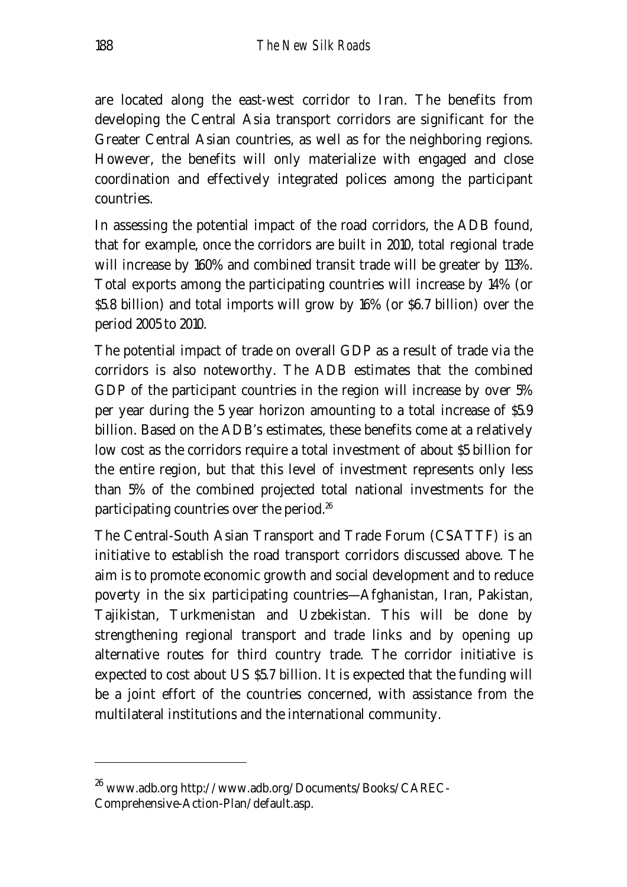are located along the east-west corridor to Iran. The benefits from developing the Central Asia transport corridors are significant for the Greater Central Asian countries, as well as for the neighboring regions. However, the benefits will only materialize with engaged and close coordination and effectively integrated polices among the participant countries.

In assessing the potential impact of the road corridors, the ADB found, that for example, once the corridors are built in 2010, total regional trade will increase by 160% and combined transit trade will be greater by 113%. Total exports among the participating countries will increase by 14% (or $5.8 billion) and total imports will grow by 16% (or $6.7 billion) over the period 2005 to 2010.

The potential impact of trade on overall GDP as a result of trade via the corridors is also noteworthy. The ADB estimates that the combined GDP of the participant countries in the region will increase by over 5% per year during the 5 year horizon amounting to a total increase of $5.9 billion. Based on the ADB's estimates, these benefits come at a relatively low cost as the corridors require a total investment of about $5 billion for the entire region, but that this level of investment represents only less than 5% of the combined projected total national investments for the participating countries over the period.[26]

The Central-South Asian Transport and Trade Forum (CSATTF) is an initiative to establish the road transport corridors discussed above. The aim is to promote economic growth and social development and to reduce poverty in the six participating countries—Afghanistan, Iran, Pakistan, Tajikistan, Turkmenistan and Uzbekistan. This will be done by strengthening regional transport and trade links and by opening up alternative routes for third country trade. The corridor initiative is expected to cost about US $5.7 billion. It is expected that the funding will be a joint effort of the countries concerned, with assistance from the multilateral institutions and the international community.

---

[26] www.adb.org http://www.adb.org/Documents/Books/CAREC-Comprehensive-Action-Plan/default.asp.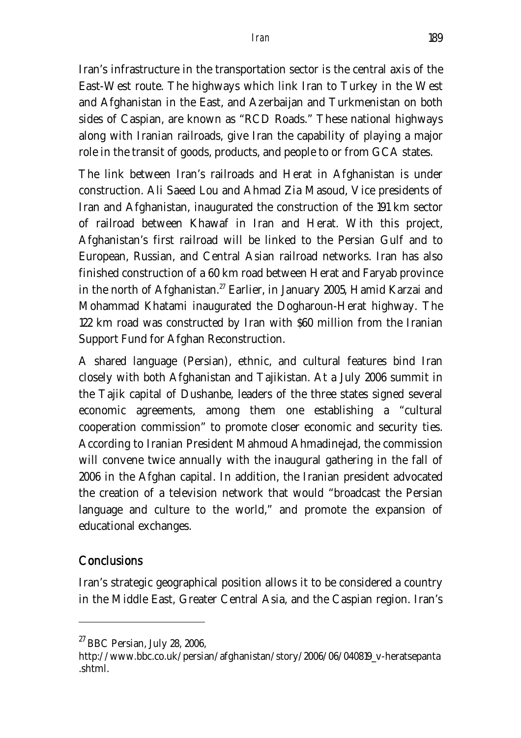Iran's infrastructure in the transportation sector is the central axis of the East-West route. The highways which link Iran to Turkey in the West and Afghanistan in the East, and Azerbaijan and Turkmenistan on both sides of Caspian, are known as "RCD Roads." These national highways along with Iranian railroads, give Iran the capability of playing a major role in the transit of goods, products, and people to or from GCA states.

The link between Iran's railroads and Herat in Afghanistan is under construction. Ali Saeed Lou and Ahmad Zia Masoud, Vice presidents of Iran and Afghanistan, inaugurated the construction of the 191 km sector of railroad between Khawaf in Iran and Herat. With this project, Afghanistan's first railroad will be linked to the Persian Gulf and to European, Russian, and Central Asian railroad networks. Iran has also finished construction of a 60 km road between Herat and Faryab province in the north of Afghanistan.[27] Earlier, in January 2005, Hamid Karzai and Mohammad Khatami inaugurated the Dogharoun-Herat highway. The 122 km road was constructed by Iran with $60 million from the Iranian Support Fund for Afghan Reconstruction.

A shared language (Persian), ethnic, and cultural features bind Iran closely with both Afghanistan and Tajikistan. At a July 2006 summit in the Tajik capital of Dushanbe, leaders of the three states signed several economic agreements, among them one establishing a "cultural cooperation commission" to promote closer economic and security ties. According to Iranian President Mahmoud Ahmadinejad, the commission will convene twice annually with the inaugural gathering in the fall of 2006 in the Afghan capital. In addition, the Iranian president advocated the creation of a television network that would "broadcast the Persian language and culture to the world," and promote the expansion of educational exchanges.

## Conclusions

Iran's strategic geographical position allows it to be considered a country in the Middle East, Greater Central Asia, and the Caspian region. Iran's

---

[27] BBC Persian, July 28, 2006, http://www.bbc.co.uk/persian/afghanistan/story/2006/06/040819_v-heratsepanta.shtml.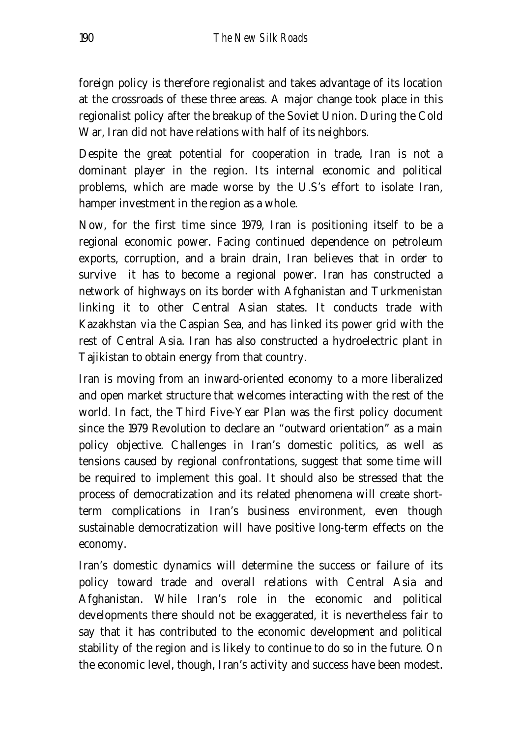foreign policy is therefore regionalist and takes advantage of its location at the crossroads of these three areas. A major change took place in this regionalist policy after the breakup of the Soviet Union. During the Cold War, Iran did not have relations with half of its neighbors.

Despite the great potential for cooperation in trade, Iran is not a dominant player in the region. Its internal economic and political problems, which are made worse by the U.S's effort to isolate Iran, hamper investment in the region as a whole.

Now, for the first time since 1979, Iran is positioning itself to be a regional economic power. Facing continued dependence on petroleum exports, corruption, and a brain drain, Iran believes that in order to survive it has to become a regional power. Iran has constructed a network of highways on its border with Afghanistan and Turkmenistan linking it to other Central Asian states. It conducts trade with Kazakhstan via the Caspian Sea, and has linked its power grid with the rest of Central Asia. Iran has also constructed a hydroelectric plant in Tajikistan to obtain energy from that country.

Iran is moving from an inward-oriented economy to a more liberalized and open market structure that welcomes interacting with the rest of the world. In fact, the Third Five-Year Plan was the first policy document since the 1979 Revolution to declare an "outward orientation" as a main policy objective. Challenges in Iran's domestic politics, as well as tensions caused by regional confrontations, suggest that some time will be required to implement this goal. It should also be stressed that the process of democratization and its related phenomena will create short-term complications in Iran's business environment, even though sustainable democratization will have positive long-term effects on the economy.

Iran's domestic dynamics will determine the success or failure of its policy toward trade and overall relations with Central Asia and Afghanistan. While Iran's role in the economic and political developments there should not be exaggerated, it is nevertheless fair to say that it has contributed to the economic development and political stability of the region and is likely to continue to do so in the future. On the economic level, though, Iran's activity and success have been modest.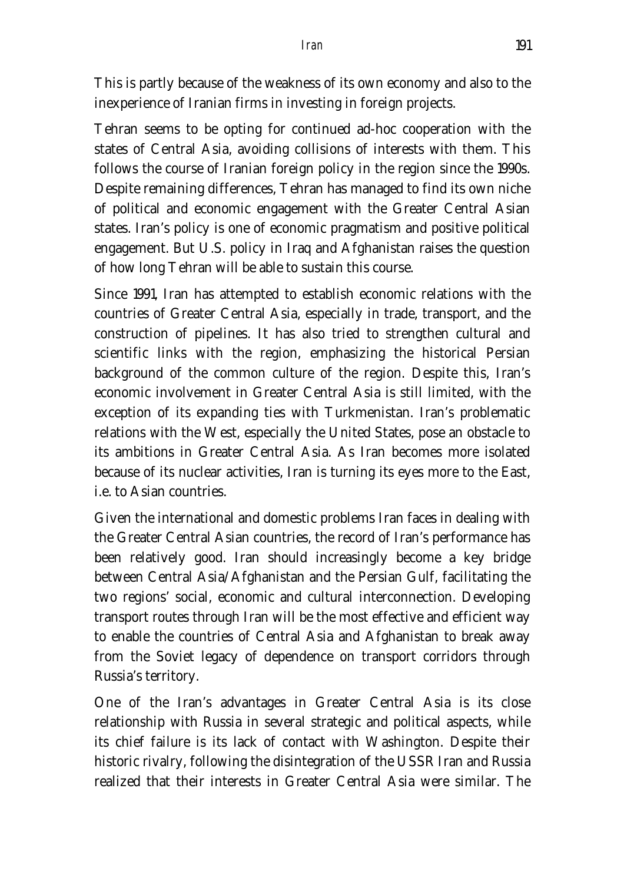This is partly because of the weakness of its own economy and also to the inexperience of Iranian firms in investing in foreign projects.

Tehran seems to be opting for continued ad-hoc cooperation with the states of Central Asia, avoiding collisions of interests with them. This follows the course of Iranian foreign policy in the region since the 1990s. Despite remaining differences, Tehran has managed to find its own niche of political and economic engagement with the Greater Central Asian states. Iran's policy is one of economic pragmatism and positive political engagement. But U.S. policy in Iraq and Afghanistan raises the question of how long Tehran will be able to sustain this course.

Since 1991, Iran has attempted to establish economic relations with the countries of Greater Central Asia, especially in trade, transport, and the construction of pipelines. It has also tried to strengthen cultural and scientific links with the region, emphasizing the historical Persian background of the common culture of the region. Despite this, Iran's economic involvement in Greater Central Asia is still limited, with the exception of its expanding ties with Turkmenistan. Iran's problematic relations with the West, especially the United States, pose an obstacle to its ambitions in Greater Central Asia. As Iran becomes more isolated because of its nuclear activities, Iran is turning its eyes more to the East, i.e. to Asian countries.

Given the international and domestic problems Iran faces in dealing with the Greater Central Asian countries, the record of Iran's performance has been relatively good. Iran should increasingly become a key bridge between Central Asia/Afghanistan and the Persian Gulf, facilitating the two regions' social, economic and cultural interconnection. Developing transport routes through Iran will be the most effective and efficient way to enable the countries of Central Asia and Afghanistan to break away from the Soviet legacy of dependence on transport corridors through Russia's territory.

One of the Iran's advantages in Greater Central Asia is its close relationship with Russia in several strategic and political aspects, while its chief failure is its lack of contact with Washington. Despite their historic rivalry, following the disintegration of the USSR Iran and Russia realized that their interests in Greater Central Asia were similar. The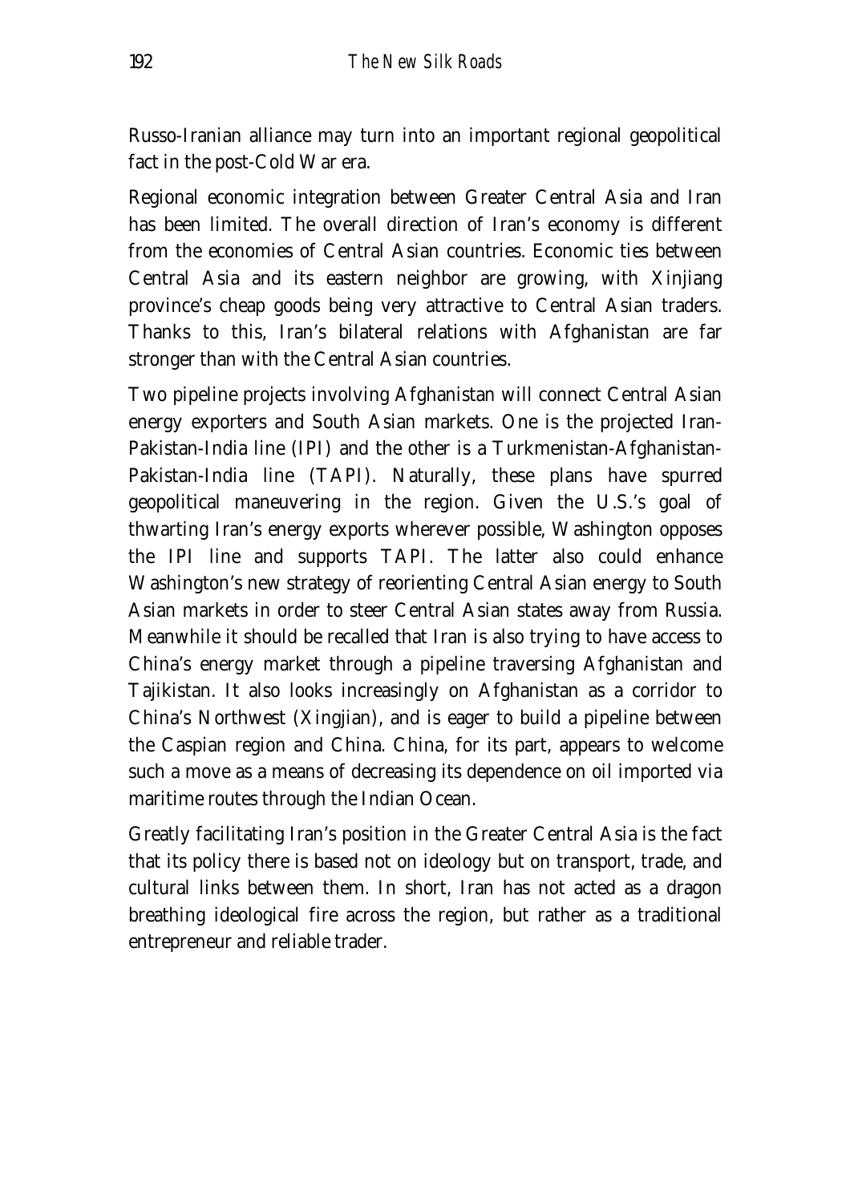Russo-Iranian alliance may turn into an important regional geopolitical fact in the post-Cold War era.

Regional economic integration between Greater Central Asia and Iran has been limited. The overall direction of Iran's economy is different from the economies of Central Asian countries. Economic ties between Central Asia and its eastern neighbor are growing, with Xinjiang province's cheap goods being very attractive to Central Asian traders. Thanks to this, Iran's bilateral relations with Afghanistan are far stronger than with the Central Asian countries.

Two pipeline projects involving Afghanistan will connect Central Asian energy exporters and South Asian markets. One is the projected Iran-Pakistan-India line (IPI) and the other is a Turkmenistan-Afghanistan-Pakistan-India line (TAPI). Naturally, these plans have spurred geopolitical maneuvering in the region. Given the U.S.'s goal of thwarting Iran's energy exports wherever possible, Washington opposes the IPI line and supports TAPI. The latter also could enhance Washington's new strategy of reorienting Central Asian energy to South Asian markets in order to steer Central Asian states away from Russia. Meanwhile it should be recalled that Iran is also trying to have access to China's energy market through a pipeline traversing Afghanistan and Tajikistan. It also looks increasingly on Afghanistan as a corridor to China's Northwest (Xingjian), and is eager to build a pipeline between the Caspian region and China. China, for its part, appears to welcome such a move as a means of decreasing its dependence on oil imported via maritime routes through the Indian Ocean.

Greatly facilitating Iran's position in the Greater Central Asia is the fact that its policy there is based not on ideology but on transport, trade, and cultural links between them. In short, Iran has not acted as a dragon breathing ideological fire across the region, but rather as a traditional entrepreneur and reliable trader.